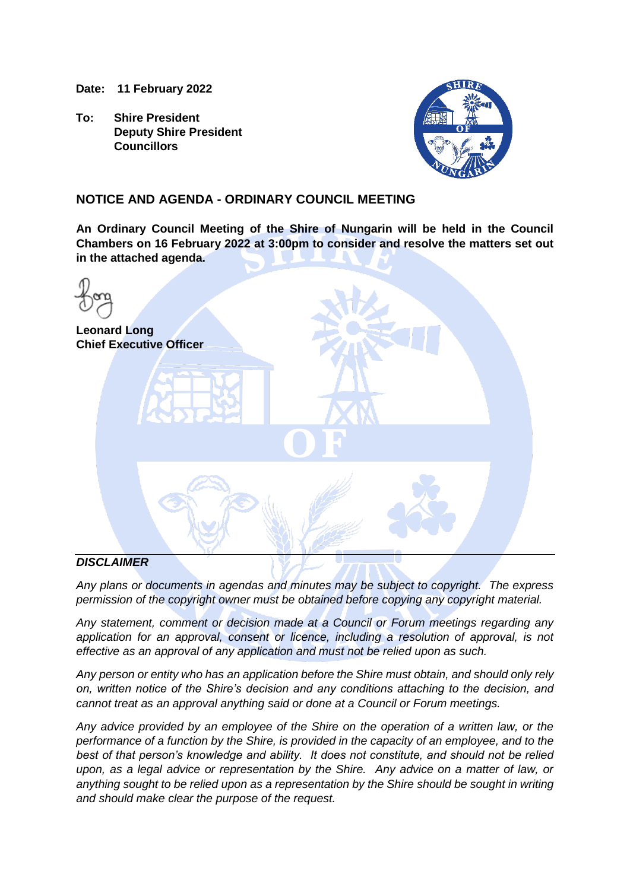**Date: 11 February 2022**

**To: Shire President**
**Deputy Shire President**
**Councillors**

## NOTICE AND AGENDA - ORDINARY COUNCIL MEETING

**An Ordinary Council Meeting of the Shire of Nungarin will be held in the Council Chambers on 16 February 2022 at 3:00pm to consider and resolve the matters set out in the attached agenda.**

**Leonard Long**
**Chief Executive Officer**

***DISCLAIMER***

*Any plans or documents in agendas and minutes may be subject to copyright. The express permission of the copyright owner must be obtained before copying any copyright material.*

*Any statement, comment or decision made at a Council or Forum meetings regarding any application for an approval, consent or licence, including a resolution of approval, is not effective as an approval of any application and must not be relied upon as such.*

*Any person or entity who has an application before the Shire must obtain, and should only rely on, written notice of the Shire's decision and any conditions attaching to the decision, and cannot treat as an approval anything said or done at a Council or Forum meetings.*

*Any advice provided by an employee of the Shire on the operation of a written law, or the performance of a function by the Shire, is provided in the capacity of an employee, and to the best of that person's knowledge and ability. It does not constitute, and should not be relied upon, as a legal advice or representation by the Shire. Any advice on a matter of law, or anything sought to be relied upon as a representation by the Shire should be sought in writing and should make clear the purpose of the request.*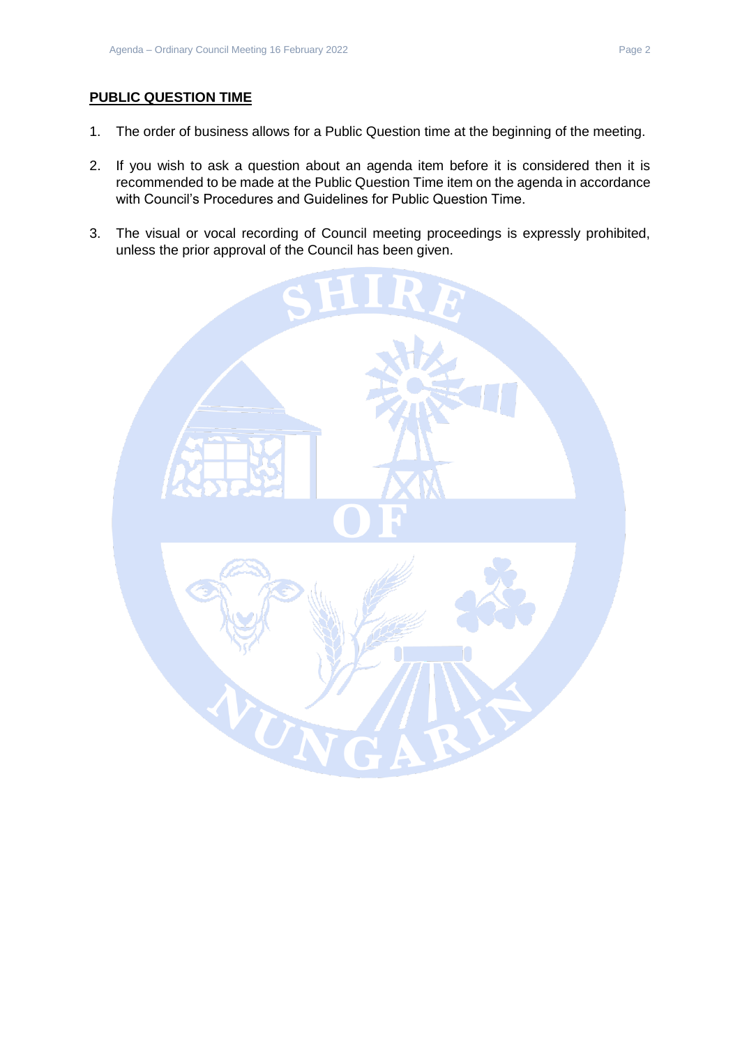## PUBLIC QUESTION TIME

1. The order of business allows for a Public Question time at the beginning of the meeting.

2. If you wish to ask a question about an agenda item before it is considered then it is recommended to be made at the Public Question Time item on the agenda in accordance with Council's Procedures and Guidelines for Public Question Time.

3. The visual or vocal recording of Council meeting proceedings is expressly prohibited, unless the prior approval of the Council has been given.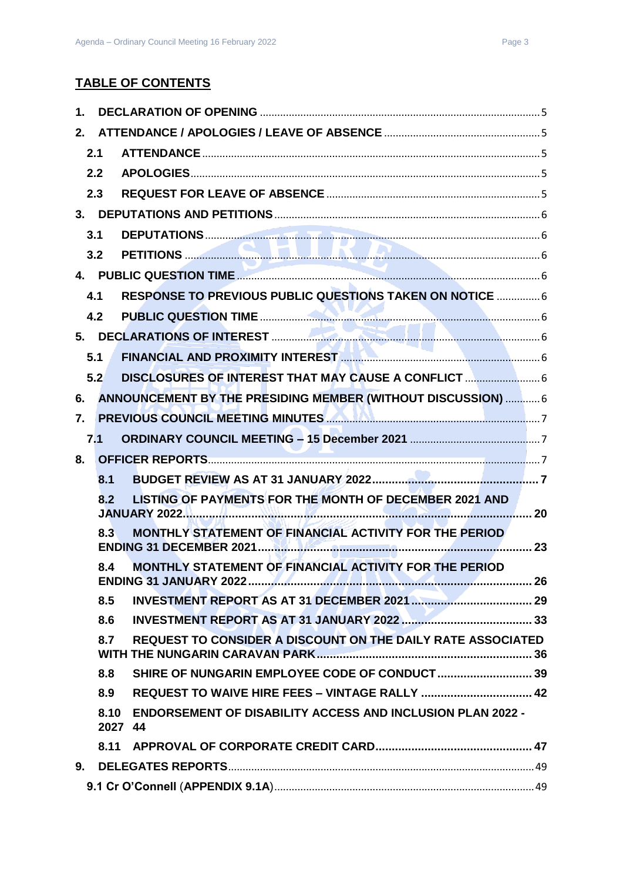## TABLE OF CONTENTS

1. **DECLARATION OF OPENING** ........................................................................................ 5
2. **ATTENDANCE / APOLOGIES / LEAVE OF ABSENCE** ..................................................... 5
   - **2.1 ATTENDANCE** .................................................................................................... 5
   - **2.2 APOLOGIES** ....................................................................................................... 5
   - **2.3 REQUEST FOR LEAVE OF ABSENCE** ........................................................................ 5
3. **DEPUTATIONS AND PETITIONS** ........................................................................................ 6
   - **3.1 DEPUTATIONS** .................................................................................................... 6
   - **3.2 PETITIONS** ......................................................................................................... 6
4. **PUBLIC QUESTION TIME** ................................................................................................. 6
   - **4.1 RESPONSE TO PREVIOUS PUBLIC QUESTIONS TAKEN ON NOTICE** ............................. 6
   - **4.2 PUBLIC QUESTION TIME** ....................................................................................... 6
5. **DECLARATIONS OF INTEREST** ........................................................................................ 6
   - **5.1 FINANCIAL AND PROXIMITY INTEREST** ..................................................................... 6
   - **5.2 DISCLOSURES OF INTEREST THAT MAY CAUSE A CONFLICT** ........................................ 6
6. **ANNOUNCEMENT BY THE PRESIDING MEMBER (WITHOUT DISCUSSION)** ........................... 6
7. **PREVIOUS COUNCIL MEETING MINUTES** ........................................................................ 7
   - **7.1 ORDINARY COUNCIL MEETING – 15 December 2021** ................................................... 7
8. **OFFICER REPORTS** ........................................................................................................ 7
   - **8.1 BUDGET REVIEW AS AT 31 JANUARY 2022** ................................................................ 7
   - **8.2 LISTING OF PAYMENTS FOR THE MONTH OF DECEMBER 2021 AND JANUARY 2022** ........... 20
   - **8.3 MONTHLY STATEMENT OF FINANCIAL ACTIVITY FOR THE PERIOD ENDING 31 DECEMBER 2021** ... 23
   - **8.4 MONTHLY STATEMENT OF FINANCIAL ACTIVITY FOR THE PERIOD ENDING 31 JANUARY 2022** ..... 26
   - **8.5 INVESTMENT REPORT AS AT 31 DECEMBER 2021** ........................................................ 29
   - **8.6 INVESTMENT REPORT AS AT 31 JANUARY 2022** ........................................................... 33
   - **8.7 REQUEST TO CONSIDER A DISCOUNT ON THE DAILY RATE ASSOCIATED WITH THE NUNGARIN CARAVAN PARK** ..... 36
   - **8.8 SHIRE OF NUNGARIN EMPLOYEE CODE OF CONDUCT** .................................................. 39
   - **8.9 REQUEST TO WAIVE HIRE FEES – VINTAGE RALLY** ...................................................... 42
   - **8.10 ENDORSEMENT OF DISABILITY ACCESS AND INCLUSION PLAN 2022 - 2027** 44
   - **8.11 APPROVAL OF CORPORATE CREDIT CARD** ................................................................ 47
9. **DELEGATES REPORTS** ..................................................................................................... 49
   - **9.1 Cr O'Connell (APPENDIX 9.1A)** ................................................................................ 49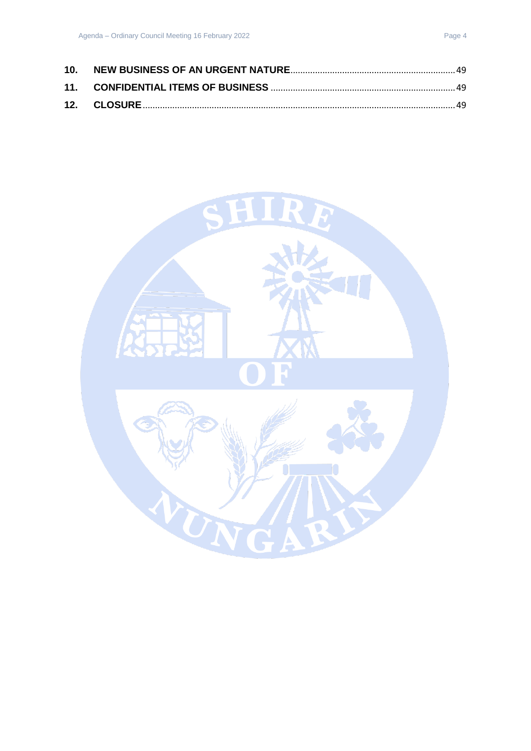**10. NEW BUSINESS OF AN URGENT NATURE** .......... 49

**11. CONFIDENTIAL ITEMS OF BUSINESS** .......... 49

**12. CLOSURE** .......... 49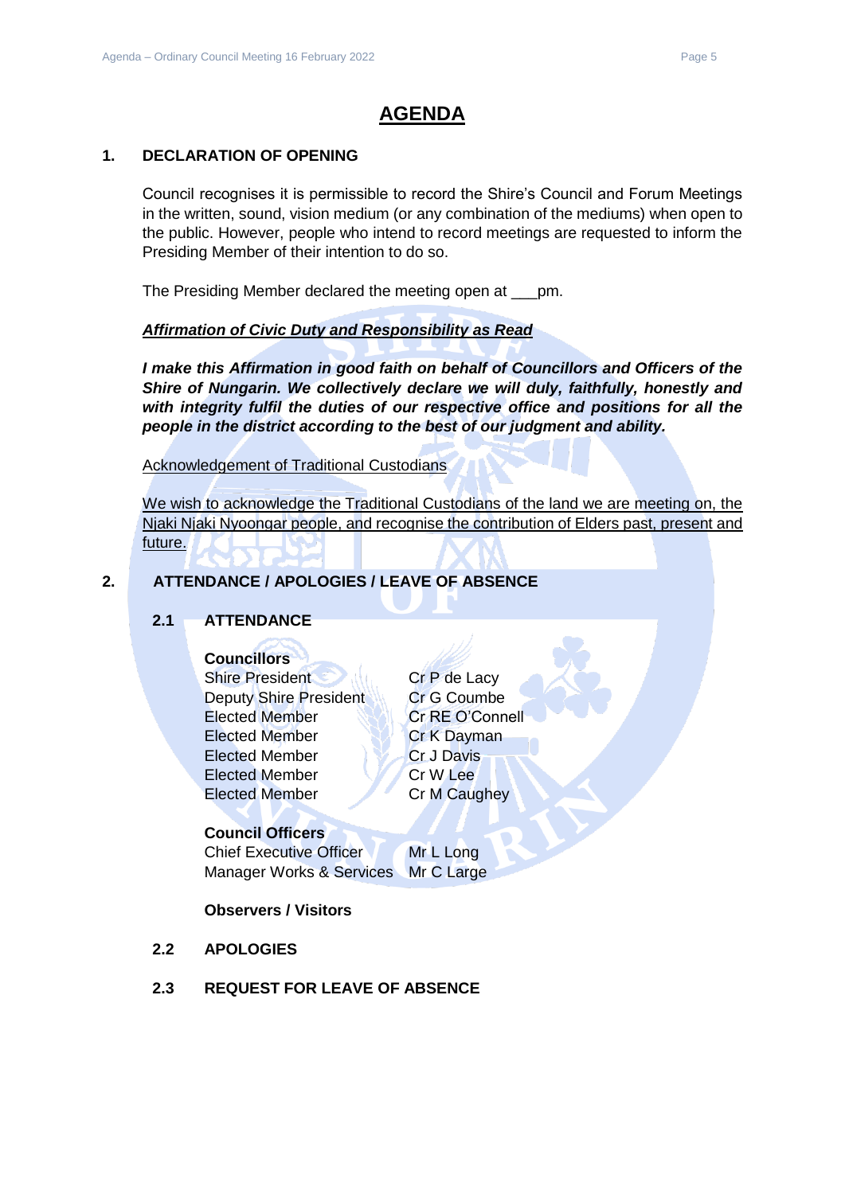# AGENDA

## 1. DECLARATION OF OPENING

Council recognises it is permissible to record the Shire's Council and Forum Meetings in the written, sound, vision medium (or any combination of the mediums) when open to the public. However, people who intend to record meetings are requested to inform the Presiding Member of their intention to do so.

The Presiding Member declared the meeting open at ___pm.

***Affirmation of Civic Duty and Responsibility as Read***

***I make this Affirmation in good faith on behalf of Councillors and Officers of the Shire of Nungarin. We collectively declare we will duly, faithfully, honestly and with integrity fulfil the duties of our respective office and positions for all the people in the district according to the best of our judgment and ability.***

Acknowledgement of Traditional Custodians

We wish to acknowledge the Traditional Custodians of the land we are meeting on, the Njaki Njaki Nyoongar people, and recognise the contribution of Elders past, present and future.

## 2. ATTENDANCE / APOLOGIES / LEAVE OF ABSENCE

### 2.1 ATTENDANCE

**Councillors**

| | |
|---|---|
| Shire President | Cr P de Lacy |
| Deputy Shire President | Cr G Coumbe |
| Elected Member | Cr RE O'Connell |
| Elected Member | Cr K Dayman |
| Elected Member | Cr J Davis |
| Elected Member | Cr W Lee |
| Elected Member | Cr M Caughey |

**Council Officers**

| | |
|---|---|
| Chief Executive Officer | Mr L Long |
| Manager Works & Services | Mr C Large |

**Observers / Visitors**

### 2.2 APOLOGIES

### 2.3 REQUEST FOR LEAVE OF ABSENCE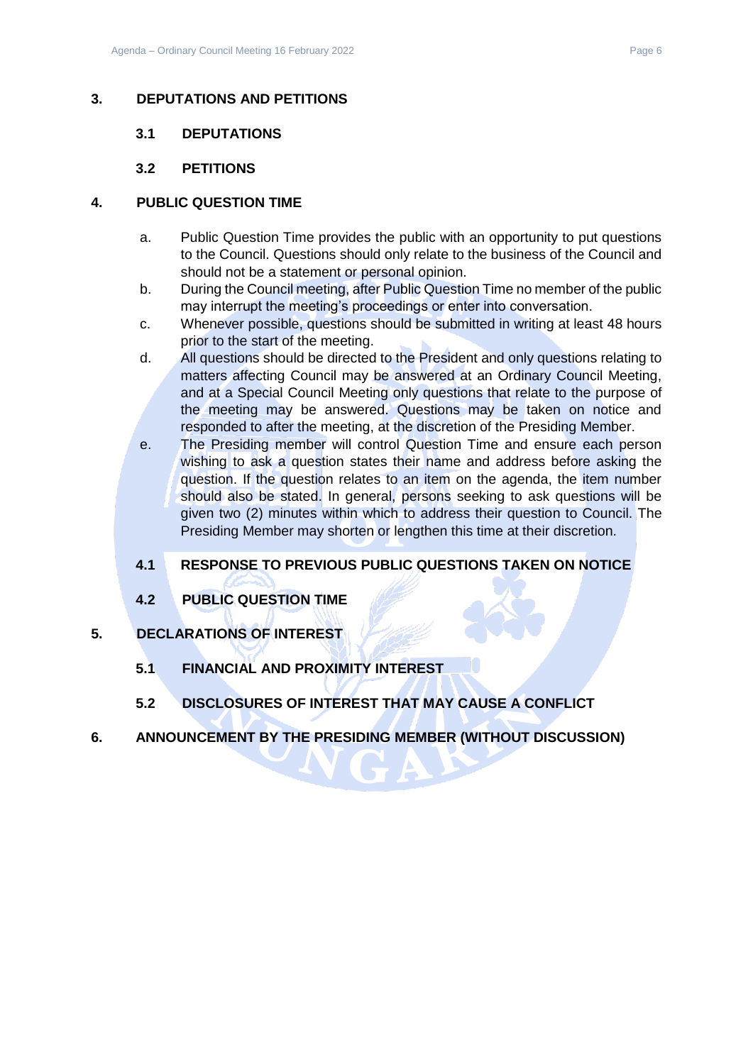## 3. DEPUTATIONS AND PETITIONS

### 3.1 DEPUTATIONS

### 3.2 PETITIONS

## 4. PUBLIC QUESTION TIME

a. Public Question Time provides the public with an opportunity to put questions to the Council. Questions should only relate to the business of the Council and should not be a statement or personal opinion.

b. During the Council meeting, after Public Question Time no member of the public may interrupt the meeting's proceedings or enter into conversation.

c. Whenever possible, questions should be submitted in writing at least 48 hours prior to the start of the meeting.

d. All questions should be directed to the President and only questions relating to matters affecting Council may be answered at an Ordinary Council Meeting, and at a Special Council Meeting only questions that relate to the purpose of the meeting may be answered. Questions may be taken on notice and responded to after the meeting, at the discretion of the Presiding Member.

e. The Presiding member will control Question Time and ensure each person wishing to ask a question states their name and address before asking the question. If the question relates to an item on the agenda, the item number should also be stated. In general, persons seeking to ask questions will be given two (2) minutes within which to address their question to Council. The Presiding Member may shorten or lengthen this time at their discretion.

### 4.1 RESPONSE TO PREVIOUS PUBLIC QUESTIONS TAKEN ON NOTICE

### 4.2 PUBLIC QUESTION TIME

## 5. DECLARATIONS OF INTEREST

### 5.1 FINANCIAL AND PROXIMITY INTEREST

### 5.2 DISCLOSURES OF INTEREST THAT MAY CAUSE A CONFLICT

## 6. ANNOUNCEMENT BY THE PRESIDING MEMBER (WITHOUT DISCUSSION)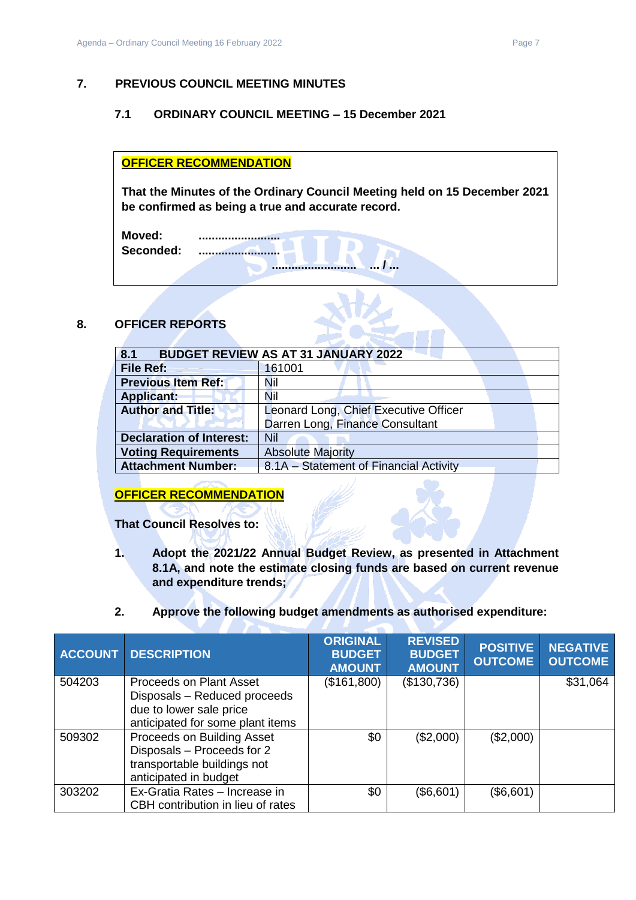## 7. PREVIOUS COUNCIL MEETING MINUTES

### 7.1 ORDINARY COUNCIL MEETING – 15 December 2021

**OFFICER RECOMMENDATION**

**That the Minutes of the Ordinary Council Meeting held on 15 December 2021 be confirmed as being a true and accurate record.**

**Moved:** .........................
**Seconded:** .........................

......................... ... / ...

## 8. OFFICER REPORTS

| **8.1 BUDGET REVIEW AS AT 31 JANUARY 2022** | |
|---|---|
| **File Ref:** | 161001 |
| **Previous Item Ref:** | Nil |
| **Applicant:** | Nil |
| **Author and Title:** | Leonard Long, Chief Executive Officer<br>Darren Long, Finance Consultant |
| **Declaration of Interest:** | Nil |
| **Voting Requirements** | Absolute Majority |
| **Attachment Number:** | 8.1A – Statement of Financial Activity |

**OFFICER RECOMMENDATION**

**That Council Resolves to:**

1. **Adopt the 2021/22 Annual Budget Review, as presented in Attachment 8.1A, and note the estimate closing funds are based on current revenue and expenditure trends;**

2. **Approve the following budget amendments as authorised expenditure:**

| ACCOUNT | DESCRIPTION | ORIGINAL BUDGET AMOUNT | REVISED BUDGET AMOUNT | POSITIVE OUTCOME | NEGATIVE OUTCOME |
|---|---|---|---|---|---|
| 504203 | Proceeds on Plant Asset Disposals – Reduced proceeds due to lower sale price anticipated for some plant items | ($161,800) | ($130,736) | | $31,064 |
| 509302 | Proceeds on Building Asset Disposals – Proceeds for 2 transportable buildings not anticipated in budget | $0 | ($2,000) | ($2,000) | |
| 303202 | Ex-Gratia Rates – Increase in CBH contribution in lieu of rates | $0 | ($6,601) | ($6,601) | |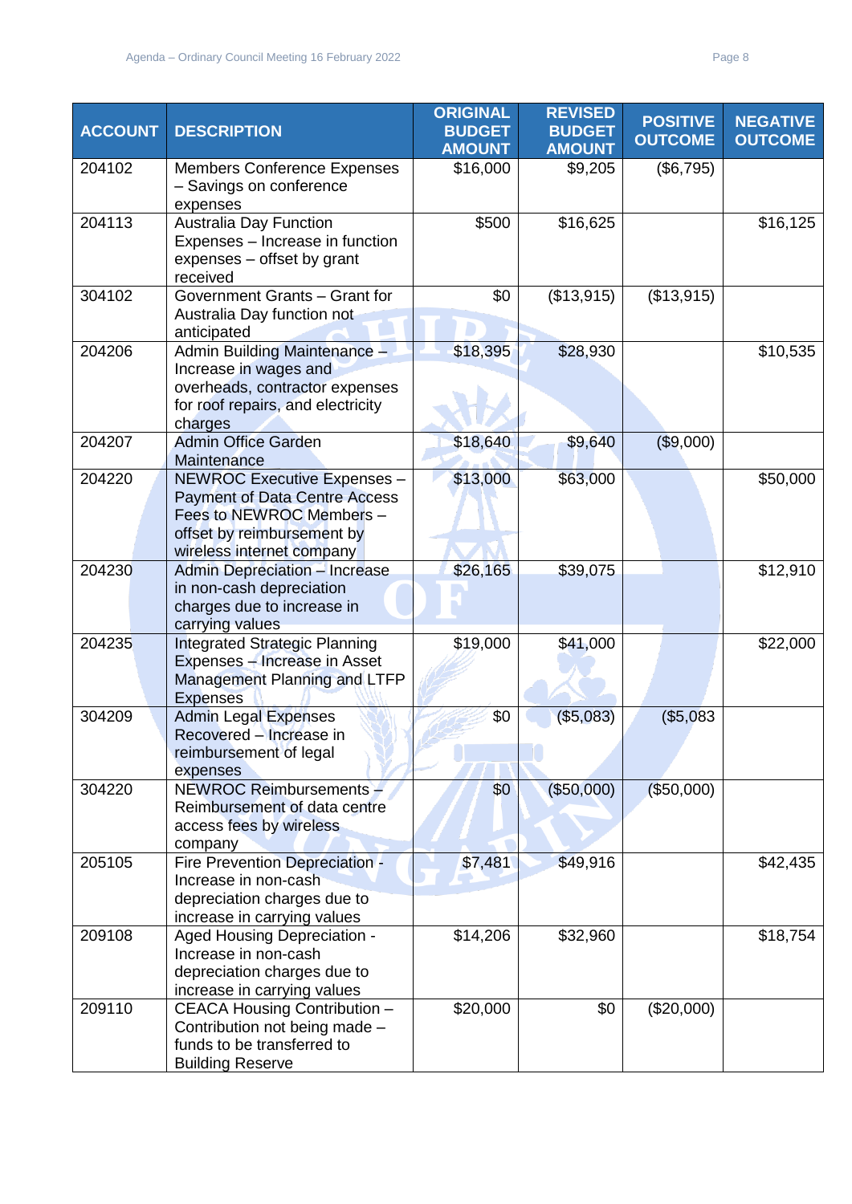| ACCOUNT | DESCRIPTION | ORIGINAL BUDGET AMOUNT | REVISED BUDGET AMOUNT | POSITIVE OUTCOME | NEGATIVE OUTCOME |
|---|---|---|---|---|---|
| 204102 | Members Conference Expenses – Savings on conference expenses | $16,000 | $9,205 | ($6,795) | |
| 204113 | Australia Day Function Expenses – Increase in function expenses – offset by grant received | $500 | $16,625 | | $16,125 |
| 304102 | Government Grants – Grant for Australia Day function not anticipated | $0 | ($13,915) | ($13,915) | |
| 204206 | Admin Building Maintenance – Increase in wages and overheads, contractor expenses for roof repairs, and electricity charges | $18,395 | $28,930 | | $10,535 |
| 204207 | Admin Office Garden Maintenance | $18,640 | $9,640 | ($9,000) | |
| 204220 | NEWROC Executive Expenses – Payment of Data Centre Access Fees to NEWROC Members – offset by reimbursement by wireless internet company | $13,000 | $63,000 | | $50,000 |
| 204230 | Admin Depreciation – Increase in non-cash depreciation charges due to increase in carrying values | $26,165 | $39,075 | | $12,910 |
| 204235 | Integrated Strategic Planning Expenses – Increase in Asset Management Planning and LTFP Expenses | $19,000 | $41,000 | | $22,000 |
| 304209 | Admin Legal Expenses Recovered – Increase in reimbursement of legal expenses | $0 | ($5,083) | ($5,083 | |
| 304220 | NEWROC Reimbursements – Reimbursement of data centre access fees by wireless company | $0 | ($50,000) | ($50,000) | |
| 205105 | Fire Prevention Depreciation - Increase in non-cash depreciation charges due to increase in carrying values | $7,481 | $49,916 | | $42,435 |
| 209108 | Aged Housing Depreciation - Increase in non-cash depreciation charges due to increase in carrying values | $14,206 | $32,960 | | $18,754 |
| 209110 | CEACA Housing Contribution – Contribution not being made – funds to be transferred to Building Reserve | $20,000 | $0 | ($20,000) | |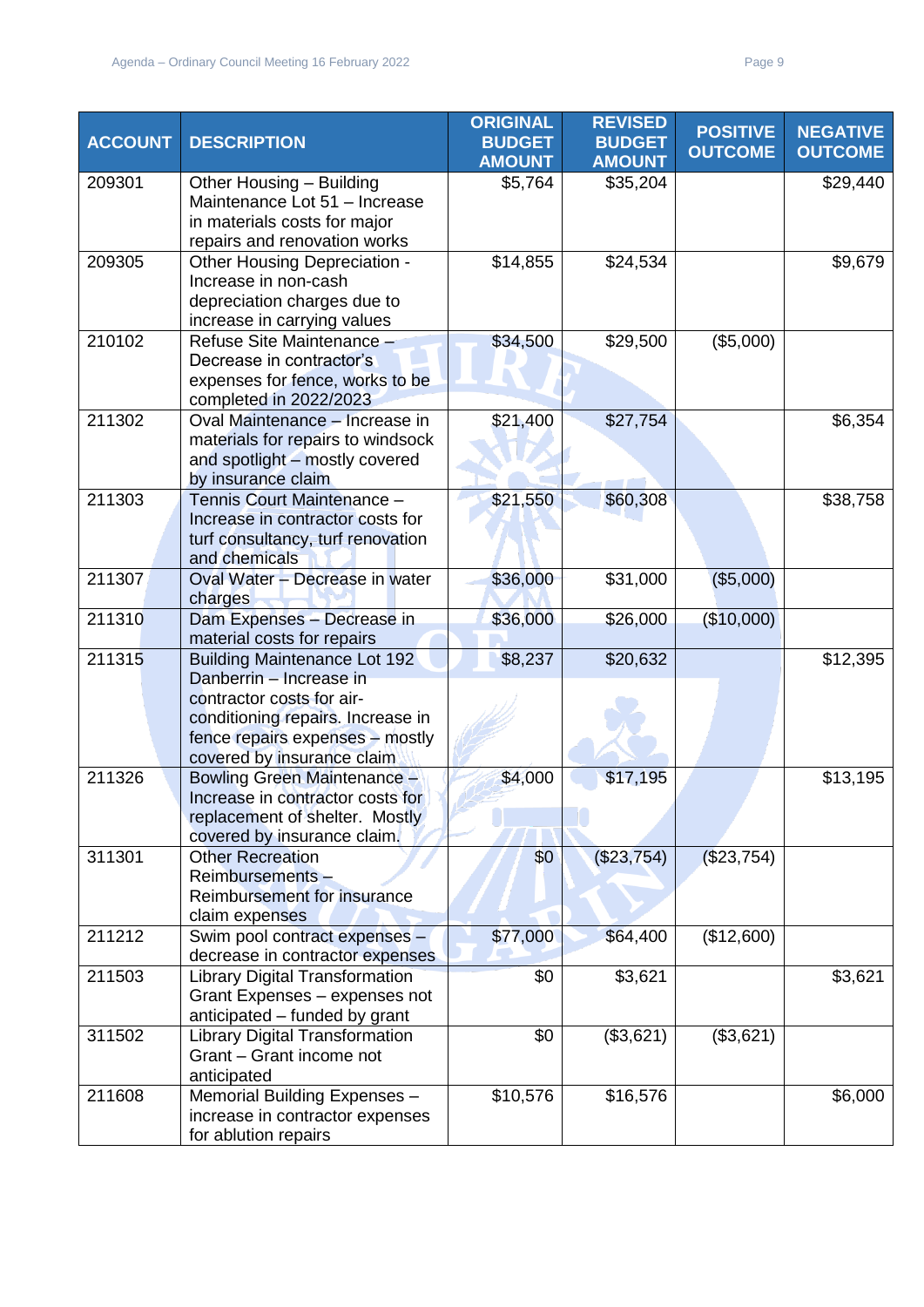| ACCOUNT | DESCRIPTION | ORIGINAL BUDGET AMOUNT | REVISED BUDGET AMOUNT | POSITIVE OUTCOME | NEGATIVE OUTCOME |
|---|---|---|---|---|---|
| 209301 | Other Housing – Building Maintenance Lot 51 – Increase in materials costs for major repairs and renovation works | $5,764 | $35,204 | | $29,440 |
| 209305 | Other Housing Depreciation - Increase in non-cash depreciation charges due to increase in carrying values | $14,855 | $24,534 | | $9,679 |
| 210102 | Refuse Site Maintenance – Decrease in contractor's expenses for fence, works to be completed in 2022/2023 | $34,500 | $29,500 | ($5,000) | |
| 211302 | Oval Maintenance – Increase in materials for repairs to windsock and spotlight – mostly covered by insurance claim | $21,400 | $27,754 | | $6,354 |
| 211303 | Tennis Court Maintenance – Increase in contractor costs for turf consultancy, turf renovation and chemicals | $21,550 | $60,308 | | $38,758 |
| 211307 | Oval Water – Decrease in water charges | $36,000 | $31,000 | ($5,000) | |
| 211310 | Dam Expenses – Decrease in material costs for repairs | $36,000 | $26,000 | ($10,000) | |
| 211315 | Building Maintenance Lot 192 Danberrin – Increase in contractor costs for air-conditioning repairs. Increase in fence repairs expenses – mostly covered by insurance claim | $8,237 | $20,632 | | $12,395 |
| 211326 | Bowling Green Maintenance – Increase in contractor costs for replacement of shelter. Mostly covered by insurance claim. | $4,000 | $17,195 | | $13,195 |
| 311301 | Other Recreation Reimbursements – Reimbursement for insurance claim expenses | $0 | ($23,754) | ($23,754) | |
| 211212 | Swim pool contract expenses – decrease in contractor expenses | $77,000 | $64,400 | ($12,600) | |
| 211503 | Library Digital Transformation Grant Expenses – expenses not anticipated – funded by grant | $0 | $3,621 | | $3,621 |
| 311502 | Library Digital Transformation Grant – Grant income not anticipated | $0 | ($3,621) | ($3,621) | |
| 211608 | Memorial Building Expenses – increase in contractor expenses for ablution repairs | $10,576 | $16,576 | | $6,000 |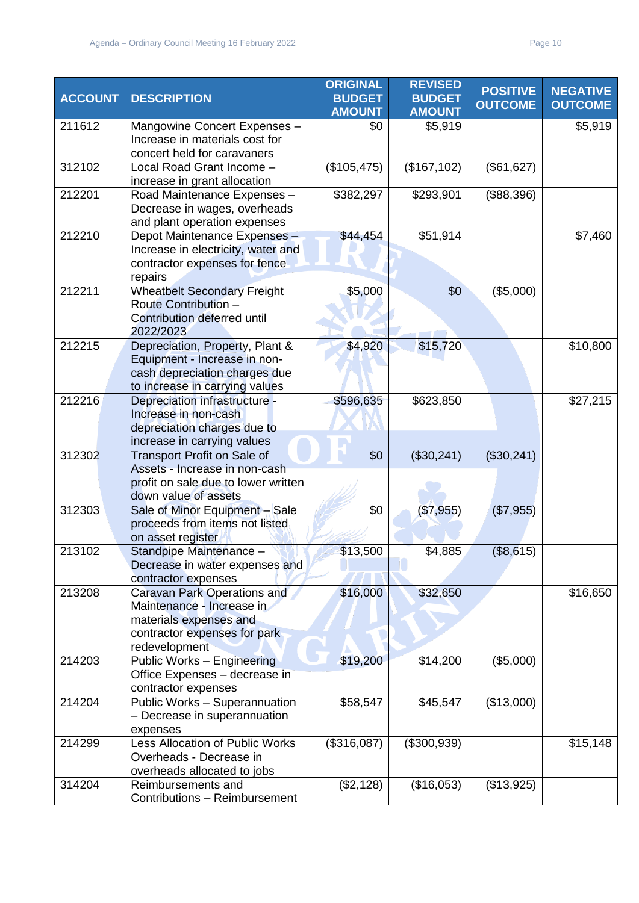| ACCOUNT | DESCRIPTION | ORIGINAL BUDGET AMOUNT | REVISED BUDGET AMOUNT | POSITIVE OUTCOME | NEGATIVE OUTCOME |
|---|---|---|---|---|---|
| 211612 | Mangowine Concert Expenses – Increase in materials cost for concert held for caravaners | $0 | $5,919 | | $5,919 |
| 312102 | Local Road Grant Income – increase in grant allocation | ($105,475) | ($167,102) | ($61,627) | |
| 212201 | Road Maintenance Expenses – Decrease in wages, overheads and plant operation expenses | $382,297 | $293,901 | ($88,396) | |
| 212210 | Depot Maintenance Expenses – Increase in electricity, water and contractor expenses for fence repairs | $44,454 | $51,914 | | $7,460 |
| 212211 | Wheatbelt Secondary Freight Route Contribution – Contribution deferred until 2022/2023 | $5,000 | $0 | ($5,000) | |
| 212215 | Depreciation, Property, Plant & Equipment - Increase in non-cash depreciation charges due to increase in carrying values | $4,920 | $15,720 | | $10,800 |
| 212216 | Depreciation infrastructure - Increase in non-cash depreciation charges due to increase in carrying values | $596,635 | $623,850 | | $27,215 |
| 312302 | Transport Profit on Sale of Assets - Increase in non-cash profit on sale due to lower written down value of assets | $0 | ($30,241) | ($30,241) | |
| 312303 | Sale of Minor Equipment – Sale proceeds from items not listed on asset register | $0 | ($7,955) | ($7,955) | |
| 213102 | Standpipe Maintenance – Decrease in water expenses and contractor expenses | $13,500 | $4,885 | ($8,615) | |
| 213208 | Caravan Park Operations and Maintenance - Increase in materials expenses and contractor expenses for park redevelopment | $16,000 | $32,650 | | $16,650 |
| 214203 | Public Works – Engineering Office Expenses – decrease in contractor expenses | $19,200 | $14,200 | ($5,000) | |
| 214204 | Public Works – Superannuation – Decrease in superannuation expenses | $58,547 | $45,547 | ($13,000) | |
| 214299 | Less Allocation of Public Works Overheads - Decrease in overheads allocated to jobs | ($316,087) | ($300,939) | | $15,148 |
| 314204 | Reimbursements and Contributions – Reimbursement | ($2,128) | ($16,053) | ($13,925) | |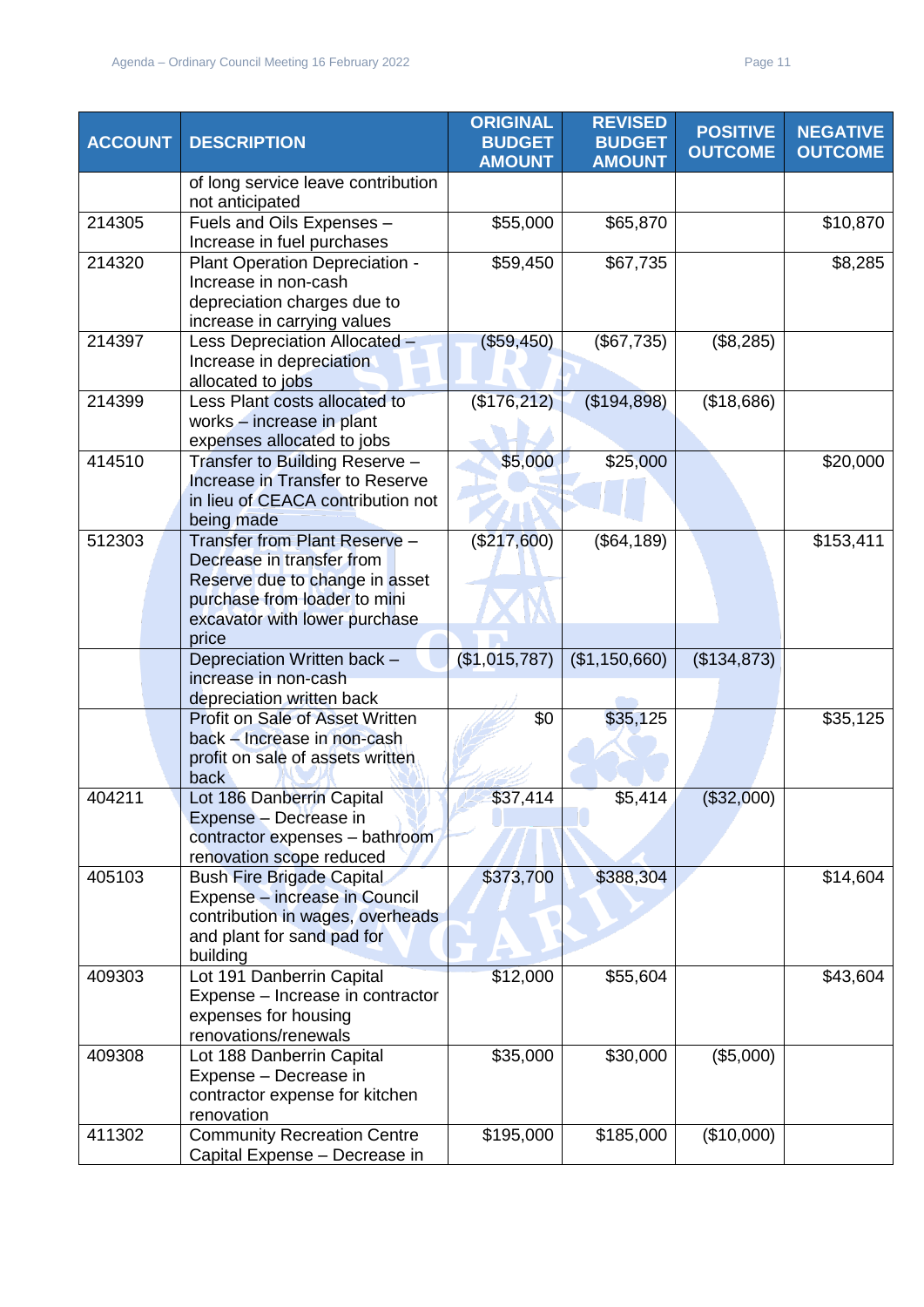| ACCOUNT | DESCRIPTION | ORIGINAL BUDGET AMOUNT | REVISED BUDGET AMOUNT | POSITIVE OUTCOME | NEGATIVE OUTCOME |
|---|---|---|---|---|---|
| | of long service leave contribution not anticipated | | | | |
| 214305 | Fuels and Oils Expenses – Increase in fuel purchases | $55,000 | $65,870 | | $10,870 |
| 214320 | Plant Operation Depreciation - Increase in non-cash depreciation charges due to increase in carrying values | $59,450 | $67,735 | | $8,285 |
| 214397 | Less Depreciation Allocated – Increase in depreciation allocated to jobs | ($59,450) | ($67,735) | ($8,285) | |
| 214399 | Less Plant costs allocated to works – increase in plant expenses allocated to jobs | ($176,212) | ($194,898) | ($18,686) | |
| 414510 | Transfer to Building Reserve – Increase in Transfer to Reserve in lieu of CEACA contribution not being made | $5,000 | $25,000 | | $20,000 |
| 512303 | Transfer from Plant Reserve – Decrease in transfer from Reserve due to change in asset purchase from loader to mini excavator with lower purchase price | ($217,600) | ($64,189) | | $153,411 |
| | Depreciation Written back – increase in non-cash depreciation written back | ($1,015,787) | ($1,150,660) | ($134,873) | |
| | Profit on Sale of Asset Written back – Increase in non-cash profit on sale of assets written back | $0 | $35,125 | | $35,125 |
| 404211 | Lot 186 Danberrin Capital Expense – Decrease in contractor expenses – bathroom renovation scope reduced | $37,414 | $5,414 | ($32,000) | |
| 405103 | Bush Fire Brigade Capital Expense – increase in Council contribution in wages, overheads and plant for sand pad for building | $373,700 | $388,304 | | $14,604 |
| 409303 | Lot 191 Danberrin Capital Expense – Increase in contractor expenses for housing renovations/renewals | $12,000 | $55,604 | | $43,604 |
| 409308 | Lot 188 Danberrin Capital Expense – Decrease in contractor expense for kitchen renovation | $35,000 | $30,000 | ($5,000) | |
| 411302 | Community Recreation Centre Capital Expense – Decrease in | $195,000 | $185,000 | ($10,000) | |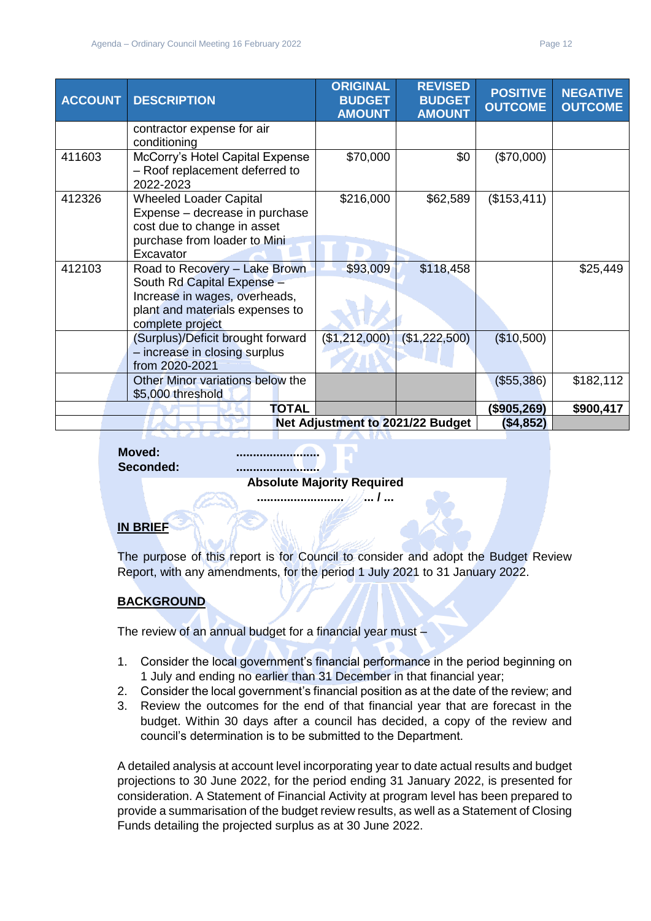| ACCOUNT | DESCRIPTION | ORIGINAL BUDGET AMOUNT | REVISED BUDGET AMOUNT | POSITIVE OUTCOME | NEGATIVE OUTCOME |
|---|---|---|---|---|---|
| | contractor expense for air conditioning | | | | |
| 411603 | McCorry's Hotel Capital Expense – Roof replacement deferred to 2022-2023 | $70,000 | $0 | ($70,000) | |
| 412326 | Wheeled Loader Capital Expense – decrease in purchase cost due to change in asset purchase from loader to Mini Excavator | $216,000 | $62,589 | ($153,411) | |
| 412103 | Road to Recovery – Lake Brown South Rd Capital Expense – Increase in wages, overheads, plant and materials expenses to complete project | $93,009 | $118,458 | | $25,449 |
| | (Surplus)/Deficit brought forward – increase in closing surplus from 2020-2021 | ($1,212,000) | ($1,222,500) | ($10,500) | |
| | Other Minor variations below the $5,000 threshold | | | ($55,386) | $182,112 |
| | **TOTAL** | | | **($905,269)** | **$900,417** |
| | **Net Adjustment to 2021/22 Budget** | | | **($4,852)** | |

**Moved:** ........................

**Seconded:** ........................

**Absolute Majority Required**

........................ ... / ...

**IN BRIEF**

The purpose of this report is for Council to consider and adopt the Budget Review Report, with any amendments, for the period 1 July 2021 to 31 January 2022.

**BACKGROUND**

The review of an annual budget for a financial year must –

1. Consider the local government's financial performance in the period beginning on 1 July and ending no earlier than 31 December in that financial year;
2. Consider the local government's financial position as at the date of the review; and
3. Review the outcomes for the end of that financial year that are forecast in the budget. Within 30 days after a council has decided, a copy of the review and council's determination is to be submitted to the Department.

A detailed analysis at account level incorporating year to date actual results and budget projections to 30 June 2022, for the period ending 31 January 2022, is presented for consideration. A Statement of Financial Activity at program level has been prepared to provide a summarisation of the budget review results, as well as a Statement of Closing Funds detailing the projected surplus as at 30 June 2022.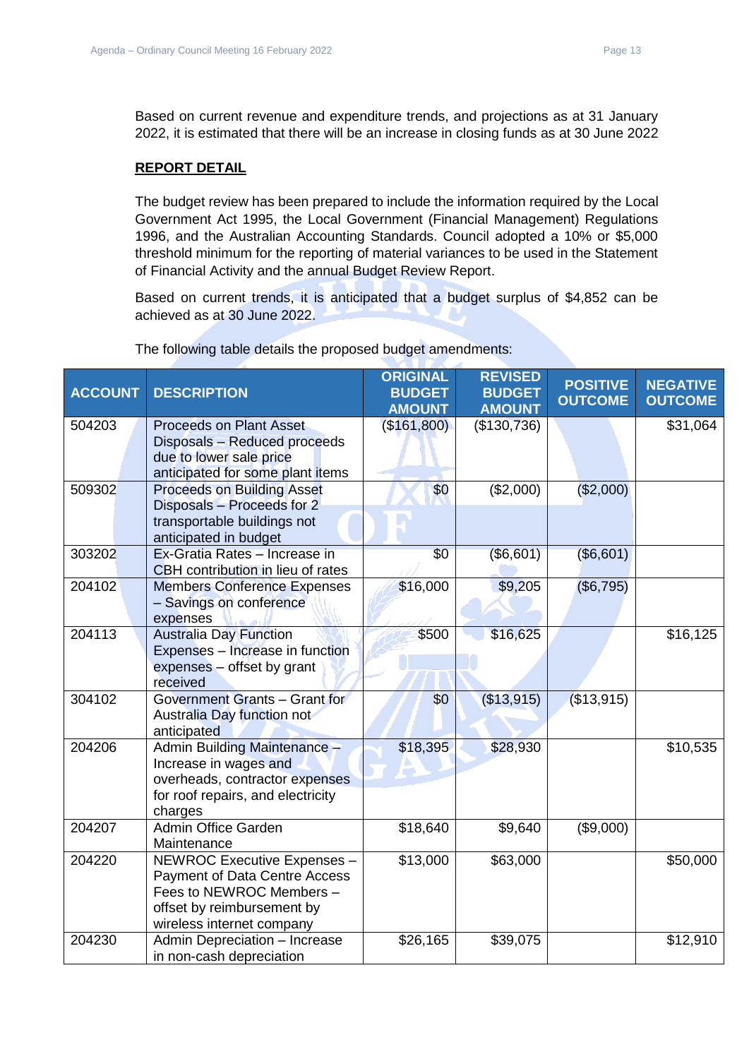Based on current revenue and expenditure trends, and projections as at 31 January 2022, it is estimated that there will be an increase in closing funds as at 30 June 2022

**REPORT DETAIL**

The budget review has been prepared to include the information required by the Local Government Act 1995, the Local Government (Financial Management) Regulations 1996, and the Australian Accounting Standards. Council adopted a 10% or $5,000 threshold minimum for the reporting of material variances to be used in the Statement of Financial Activity and the annual Budget Review Report.

Based on current trends, it is anticipated that a budget surplus of $4,852 can be achieved as at 30 June 2022.

The following table details the proposed budget amendments:

| ACCOUNT | DESCRIPTION | ORIGINAL BUDGET AMOUNT | REVISED BUDGET AMOUNT | POSITIVE OUTCOME | NEGATIVE OUTCOME |
|---|---|---|---|---|---|
| 504203 | Proceeds on Plant Asset Disposals – Reduced proceeds due to lower sale price anticipated for some plant items | ($161,800) | ($130,736) | | $31,064 |
| 509302 | Proceeds on Building Asset Disposals – Proceeds for 2 transportable buildings not anticipated in budget | $0 | ($2,000) | ($2,000) | |
| 303202 | Ex-Gratia Rates – Increase in CBH contribution in lieu of rates | $0 | ($6,601) | ($6,601) | |
| 204102 | Members Conference Expenses – Savings on conference expenses | $16,000 | $9,205 | ($6,795) | |
| 204113 | Australia Day Function Expenses – Increase in function expenses – offset by grant received | $500 | $16,625 | | $16,125 |
| 304102 | Government Grants – Grant for Australia Day function not anticipated | $0 | ($13,915) | ($13,915) | |
| 204206 | Admin Building Maintenance – Increase in wages and overheads, contractor expenses for roof repairs, and electricity charges | $18,395 | $28,930 | | $10,535 |
| 204207 | Admin Office Garden Maintenance | $18,640 | $9,640 | ($9,000) | |
| 204220 | NEWROC Executive Expenses – Payment of Data Centre Access Fees to NEWROC Members – offset by reimbursement by wireless internet company | $13,000 | $63,000 | | $50,000 |
| 204230 | Admin Depreciation – Increase in non-cash depreciation | $26,165 | $39,075 | | $12,910 |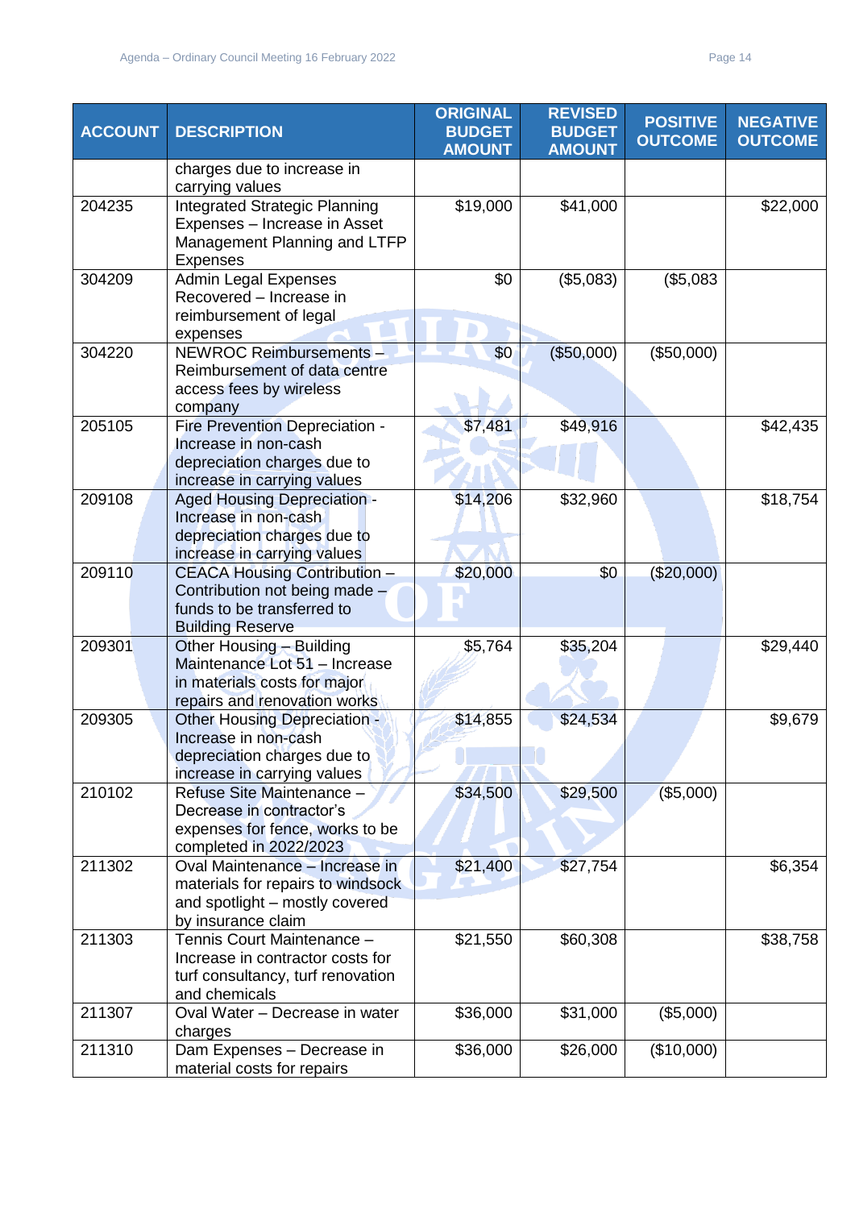| ACCOUNT | DESCRIPTION | ORIGINAL BUDGET AMOUNT | REVISED BUDGET AMOUNT | POSITIVE OUTCOME | NEGATIVE OUTCOME |
|---|---|---|---|---|---|
| | charges due to increase in carrying values | | | | |
| 204235 | Integrated Strategic Planning Expenses – Increase in Asset Management Planning and LTFP Expenses | $19,000 | $41,000 | | $22,000 |
| 304209 | Admin Legal Expenses Recovered – Increase in reimbursement of legal expenses | $0 | ($5,083) | ($5,083 | |
| 304220 | NEWROC Reimbursements – Reimbursement of data centre access fees by wireless company | $0 | ($50,000) | ($50,000) | |
| 205105 | Fire Prevention Depreciation - Increase in non-cash depreciation charges due to increase in carrying values | $7,481 | $49,916 | | $42,435 |
| 209108 | Aged Housing Depreciation - Increase in non-cash depreciation charges due to increase in carrying values | $14,206 | $32,960 | | $18,754 |
| 209110 | CEACA Housing Contribution – Contribution not being made – funds to be transferred to Building Reserve | $20,000 | $0 | ($20,000) | |
| 209301 | Other Housing – Building Maintenance Lot 51 – Increase in materials costs for major repairs and renovation works | $5,764 | $35,204 | | $29,440 |
| 209305 | Other Housing Depreciation - Increase in non-cash depreciation charges due to increase in carrying values | $14,855 | $24,534 | | $9,679 |
| 210102 | Refuse Site Maintenance – Decrease in contractor's expenses for fence, works to be completed in 2022/2023 | $34,500 | $29,500 | ($5,000) | |
| 211302 | Oval Maintenance – Increase in materials for repairs to windsock and spotlight – mostly covered by insurance claim | $21,400 | $27,754 | | $6,354 |
| 211303 | Tennis Court Maintenance – Increase in contractor costs for turf consultancy, turf renovation and chemicals | $21,550 | $60,308 | | $38,758 |
| 211307 | Oval Water – Decrease in water charges | $36,000 | $31,000 | ($5,000) | |
| 211310 | Dam Expenses – Decrease in material costs for repairs | $36,000 | $26,000 | ($10,000) | |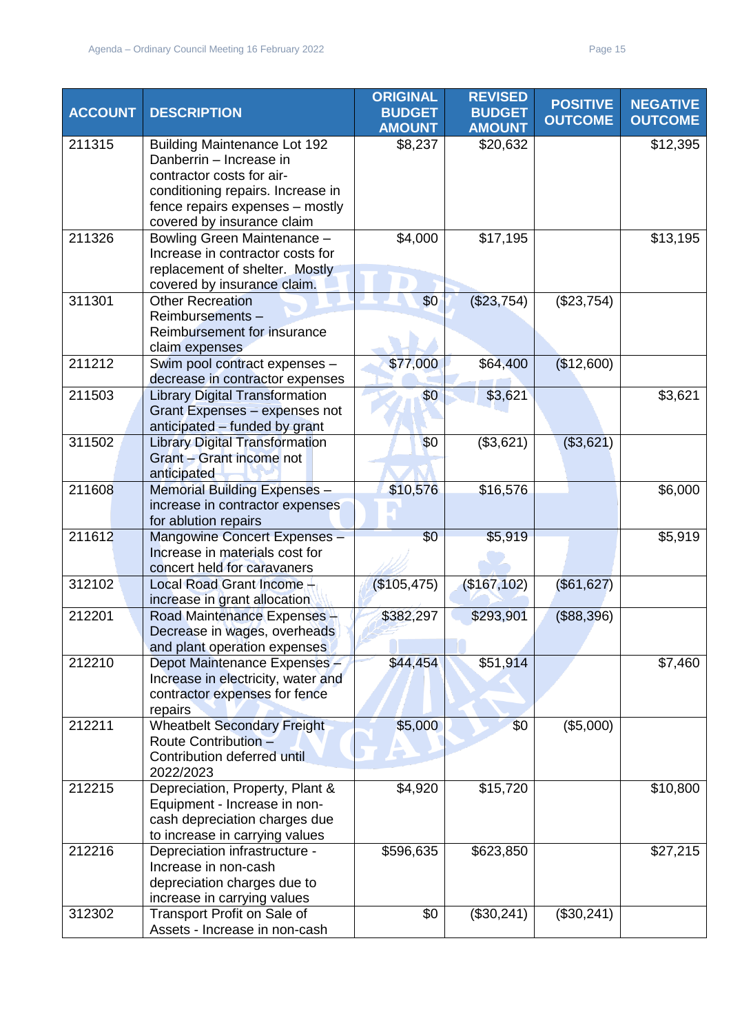| ACCOUNT | DESCRIPTION | ORIGINAL BUDGET AMOUNT | REVISED BUDGET AMOUNT | POSITIVE OUTCOME | NEGATIVE OUTCOME |
|---|---|---|---|---|---|
| 211315 | Building Maintenance Lot 192 Danberrin – Increase in contractor costs for air-conditioning repairs. Increase in fence repairs expenses – mostly covered by insurance claim | $8,237 | $20,632 | | $12,395 |
| 211326 | Bowling Green Maintenance – Increase in contractor costs for replacement of shelter. Mostly covered by insurance claim. | $4,000 | $17,195 | | $13,195 |
| 311301 | Other Recreation Reimbursements – Reimbursement for insurance claim expenses | $0 | ($23,754) | ($23,754) | |
| 211212 | Swim pool contract expenses – decrease in contractor expenses | $77,000 | $64,400 | ($12,600) | |
| 211503 | Library Digital Transformation Grant Expenses – expenses not anticipated – funded by grant | $0 | $3,621 | | $3,621 |
| 311502 | Library Digital Transformation Grant – Grant income not anticipated | $0 | ($3,621) | ($3,621) | |
| 211608 | Memorial Building Expenses – increase in contractor expenses for ablution repairs | $10,576 | $16,576 | | $6,000 |
| 211612 | Mangowine Concert Expenses – Increase in materials cost for concert held for caravaners | $0 | $5,919 | | $5,919 |
| 312102 | Local Road Grant Income – increase in grant allocation | ($105,475) | ($167,102) | ($61,627) | |
| 212201 | Road Maintenance Expenses – Decrease in wages, overheads and plant operation expenses | $382,297 | $293,901 | ($88,396) | |
| 212210 | Depot Maintenance Expenses – Increase in electricity, water and contractor expenses for fence repairs | $44,454 | $51,914 | | $7,460 |
| 212211 | Wheatbelt Secondary Freight Route Contribution – Contribution deferred until 2022/2023 | $5,000 | $0 | ($5,000) | |
| 212215 | Depreciation, Property, Plant & Equipment - Increase in non-cash depreciation charges due to increase in carrying values | $4,920 | $15,720 | | $10,800 |
| 212216 | Depreciation infrastructure - Increase in non-cash depreciation charges due to increase in carrying values | $596,635 | $623,850 | | $27,215 |
| 312302 | Transport Profit on Sale of Assets - Increase in non-cash | $0 | ($30,241) | ($30,241) | |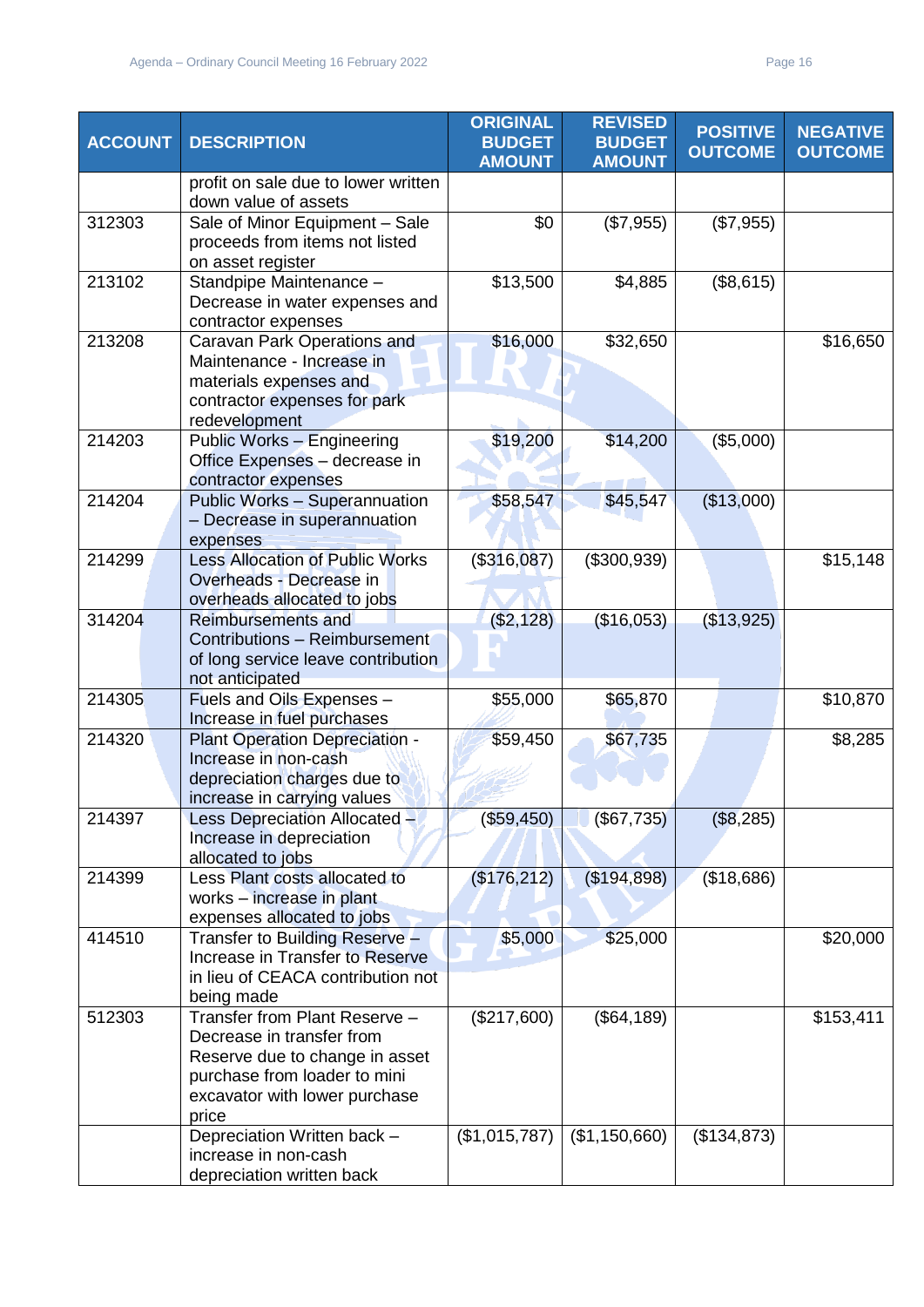| ACCOUNT | DESCRIPTION | ORIGINAL BUDGET AMOUNT | REVISED BUDGET AMOUNT | POSITIVE OUTCOME | NEGATIVE OUTCOME |
|---|---|---|---|---|---|
| | profit on sale due to lower written down value of assets | | | | |
| 312303 | Sale of Minor Equipment – Sale proceeds from items not listed on asset register | $0 | ($7,955) | ($7,955) | |
| 213102 | Standpipe Maintenance – Decrease in water expenses and contractor expenses | $13,500 | $4,885 | ($8,615) | |
| 213208 | Caravan Park Operations and Maintenance - Increase in materials expenses and contractor expenses for park redevelopment | $16,000 | $32,650 | | $16,650 |
| 214203 | Public Works – Engineering Office Expenses – decrease in contractor expenses | $19,200 | $14,200 | ($5,000) | |
| 214204 | Public Works – Superannuation – Decrease in superannuation expenses | $58,547 | $45,547 | ($13,000) | |
| 214299 | Less Allocation of Public Works Overheads - Decrease in overheads allocated to jobs | ($316,087) | ($300,939) | | $15,148 |
| 314204 | Reimbursements and Contributions – Reimbursement of long service leave contribution not anticipated | ($2,128) | ($16,053) | ($13,925) | |
| 214305 | Fuels and Oils Expenses – Increase in fuel purchases | $55,000 | $65,870 | | $10,870 |
| 214320 | Plant Operation Depreciation - Increase in non-cash depreciation charges due to increase in carrying values | $59,450 | $67,735 | | $8,285 |
| 214397 | Less Depreciation Allocated – Increase in depreciation allocated to jobs | ($59,450) | ($67,735) | ($8,285) | |
| 214399 | Less Plant costs allocated to works – increase in plant expenses allocated to jobs | ($176,212) | ($194,898) | ($18,686) | |
| 414510 | Transfer to Building Reserve – Increase in Transfer to Reserve in lieu of CEACA contribution not being made | $5,000 | $25,000 | | $20,000 |
| 512303 | Transfer from Plant Reserve – Decrease in transfer from Reserve due to change in asset purchase from loader to mini excavator with lower purchase price | ($217,600) | ($64,189) | | $153,411 |
| | Depreciation Written back – increase in non-cash depreciation written back | ($1,015,787) | ($1,150,660) | ($134,873) | |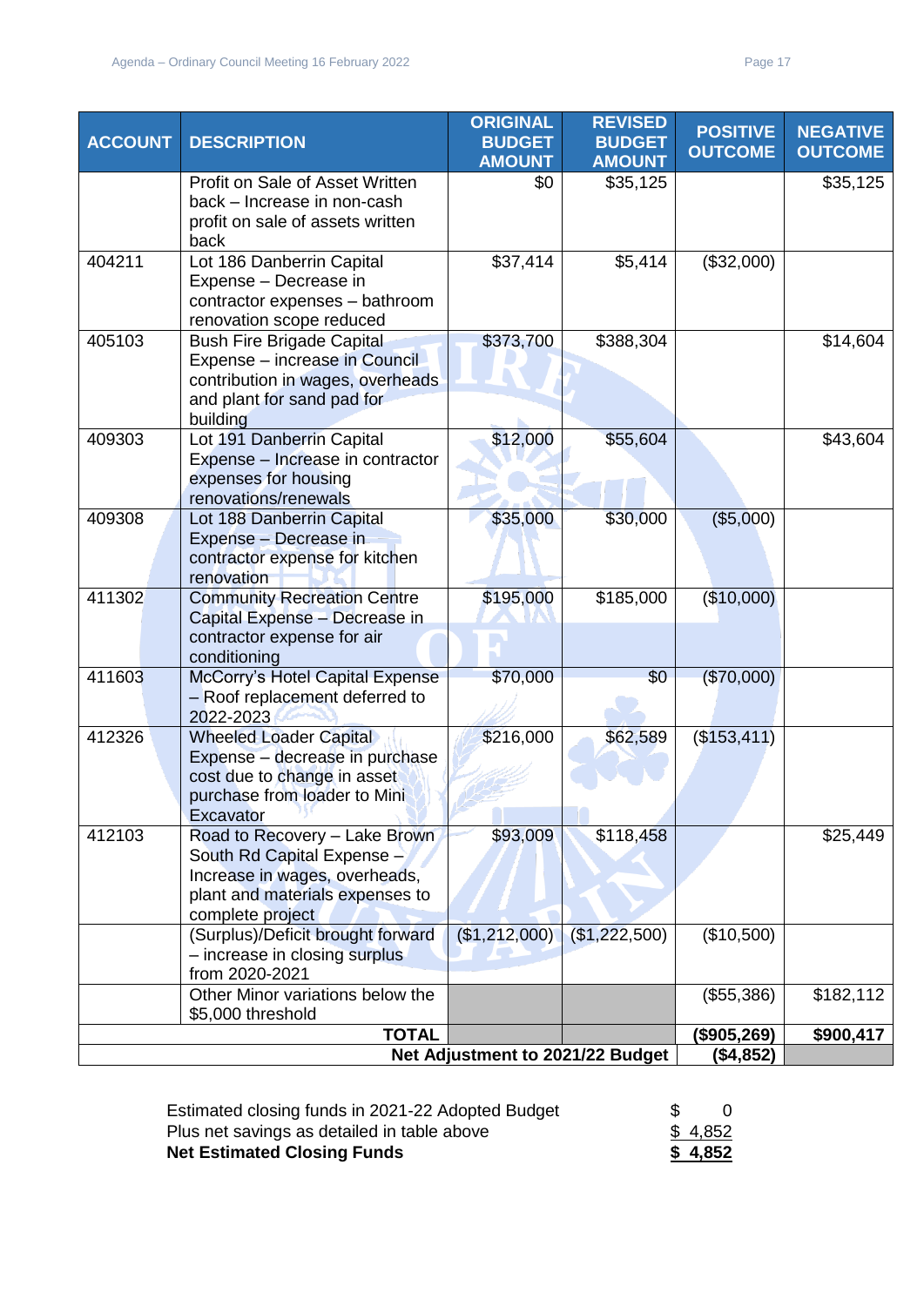| ACCOUNT | DESCRIPTION | ORIGINAL BUDGET AMOUNT | REVISED BUDGET AMOUNT | POSITIVE OUTCOME | NEGATIVE OUTCOME |
|---|---|---|---|---|---|
| | Profit on Sale of Asset Written back – Increase in non-cash profit on sale of assets written back | $0 | $35,125 | | $35,125 |
| 404211 | Lot 186 Danberrin Capital Expense – Decrease in contractor expenses – bathroom renovation scope reduced | $37,414 | $5,414 | ($32,000) | |
| 405103 | Bush Fire Brigade Capital Expense – increase in Council contribution in wages, overheads and plant for sand pad for building | $373,700 | $388,304 | | $14,604 |
| 409303 | Lot 191 Danberrin Capital Expense – Increase in contractor expenses for housing renovations/renewals | $12,000 | $55,604 | | $43,604 |
| 409308 | Lot 188 Danberrin Capital Expense – Decrease in contractor expense for kitchen renovation | $35,000 | $30,000 | ($5,000) | |
| 411302 | Community Recreation Centre Capital Expense – Decrease in contractor expense for air conditioning | $195,000 | $185,000 | ($10,000) | |
| 411603 | McCorry's Hotel Capital Expense – Roof replacement deferred to 2022-2023 | $70,000 | $0 | ($70,000) | |
| 412326 | Wheeled Loader Capital Expense – decrease in purchase cost due to change in asset purchase from loader to Mini Excavator | $216,000 | $62,589 | ($153,411) | |
| 412103 | Road to Recovery – Lake Brown South Rd Capital Expense – Increase in wages, overheads, plant and materials expenses to complete project | $93,009 | $118,458 | | $25,449 |
| | (Surplus)/Deficit brought forward – increase in closing surplus from 2020-2021 | ($1,212,000) | ($1,222,500) | ($10,500) | |
| | Other Minor variations below the $5,000 threshold | | | ($55,386) | $182,112 |
| | **TOTAL** | | | **($905,269)** | **$900,417** |
| | **Net Adjustment to 2021/22 Budget** | | | **($4,852)** | |

| | |
|---|---|
| Estimated closing funds in 2021-22 Adopted Budget | $ 0 |
| Plus net savings as detailed in table above | $ 4,852 |
| **Net Estimated Closing Funds** | **$ 4,852** |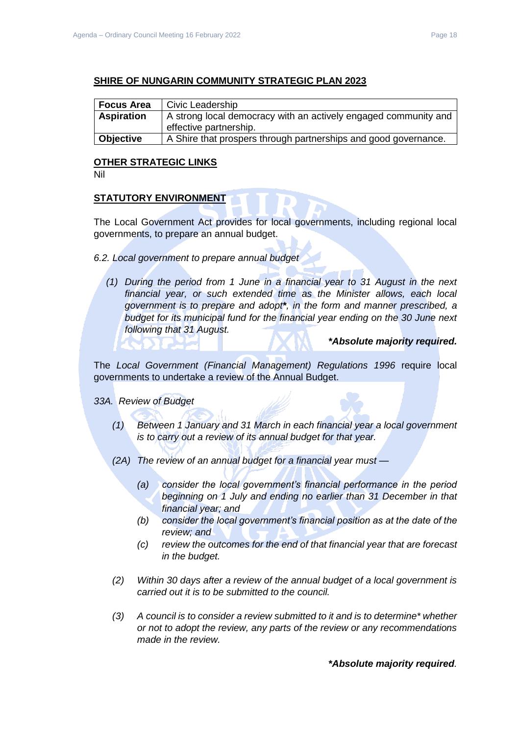## SHIRE OF NUNGARIN COMMUNITY STRATEGIC PLAN 2023

| | |
|---|---|
| **Focus Area** | Civic Leadership |
| **Aspiration** | A strong local democracy with an actively engaged community and effective partnership. |
| **Objective** | A Shire that prospers through partnerships and good governance. |

## OTHER STRATEGIC LINKS

Nil

## STATUTORY ENVIRONMENT

The Local Government Act provides for local governments, including regional local governments, to prepare an annual budget.

*6.2. Local government to prepare annual budget*

*(1) During the period from 1 June in a financial year to 31 August in the next financial year, or such extended time as the Minister allows, each local government is to prepare and adopt**\***, in the form and manner prescribed, a budget for its municipal fund for the financial year ending on the 30 June next following that 31 August.*

***\*Absolute majority required.***

The *Local Government (Financial Management) Regulations 1996* require local governments to undertake a review of the Annual Budget.

*33A. Review of Budget*

*(1) Between 1 January and 31 March in each financial year a local government is to carry out a review of its annual budget for that year.*

*(2A) The review of an annual budget for a financial year must —*

- *(a) consider the local government's financial performance in the period beginning on 1 July and ending no earlier than 31 December in that financial year; and*
- *(b) consider the local government's financial position as at the date of the review; and*
- *(c) review the outcomes for the end of that financial year that are forecast in the budget.*

*(2) Within 30 days after a review of the annual budget of a local government is carried out it is to be submitted to the council.*

*(3) A council is to consider a review submitted to it and is to determine\* whether or not to adopt the review, any parts of the review or any recommendations made in the review.*

***\*Absolute majority required****.*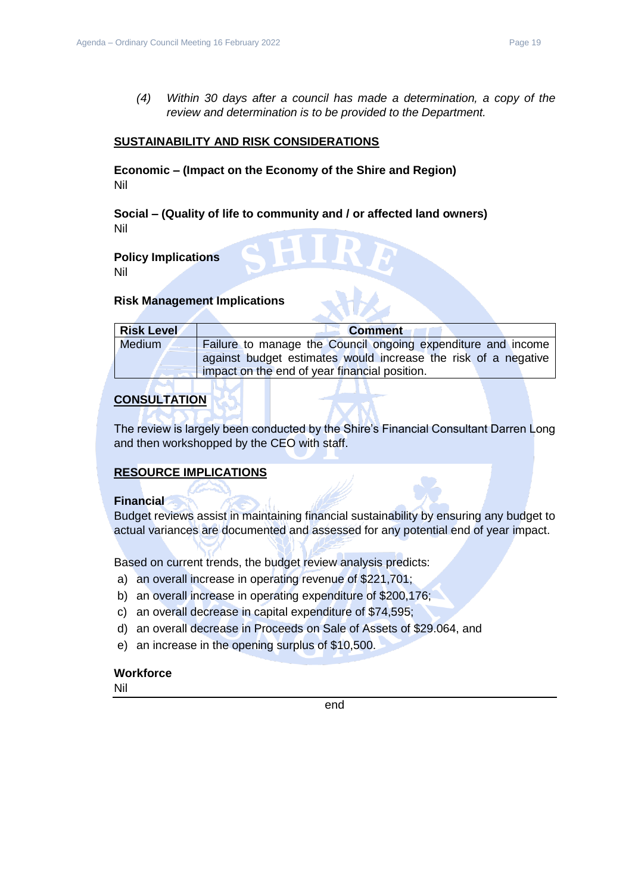*(4) Within 30 days after a council has made a determination, a copy of the review and determination is to be provided to the Department.*

## SUSTAINABILITY AND RISK CONSIDERATIONS

**Economic – (Impact on the Economy of the Shire and Region)**
Nil

**Social – (Quality of life to community and / or affected land owners)**
Nil

**Policy Implications**
Nil

**Risk Management Implications**

| Risk Level | Comment |
|---|---|
| Medium | Failure to manage the Council ongoing expenditure and income against budget estimates would increase the risk of a negative impact on the end of year financial position. |

## CONSULTATION

The review is largely been conducted by the Shire's Financial Consultant Darren Long and then workshopped by the CEO with staff.

## RESOURCE IMPLICATIONS

**Financial**
Budget reviews assist in maintaining financial sustainability by ensuring any budget to actual variances are documented and assessed for any potential end of year impact.

Based on current trends, the budget review analysis predicts:

a) an overall increase in operating revenue of $221,701;
b) an overall increase in operating expenditure of $200,176;
c) an overall decrease in capital expenditure of $74,595;
d) an overall decrease in Proceeds on Sale of Assets of $29.064, and
e) an increase in the opening surplus of $10,500.

**Workforce**
Nil

end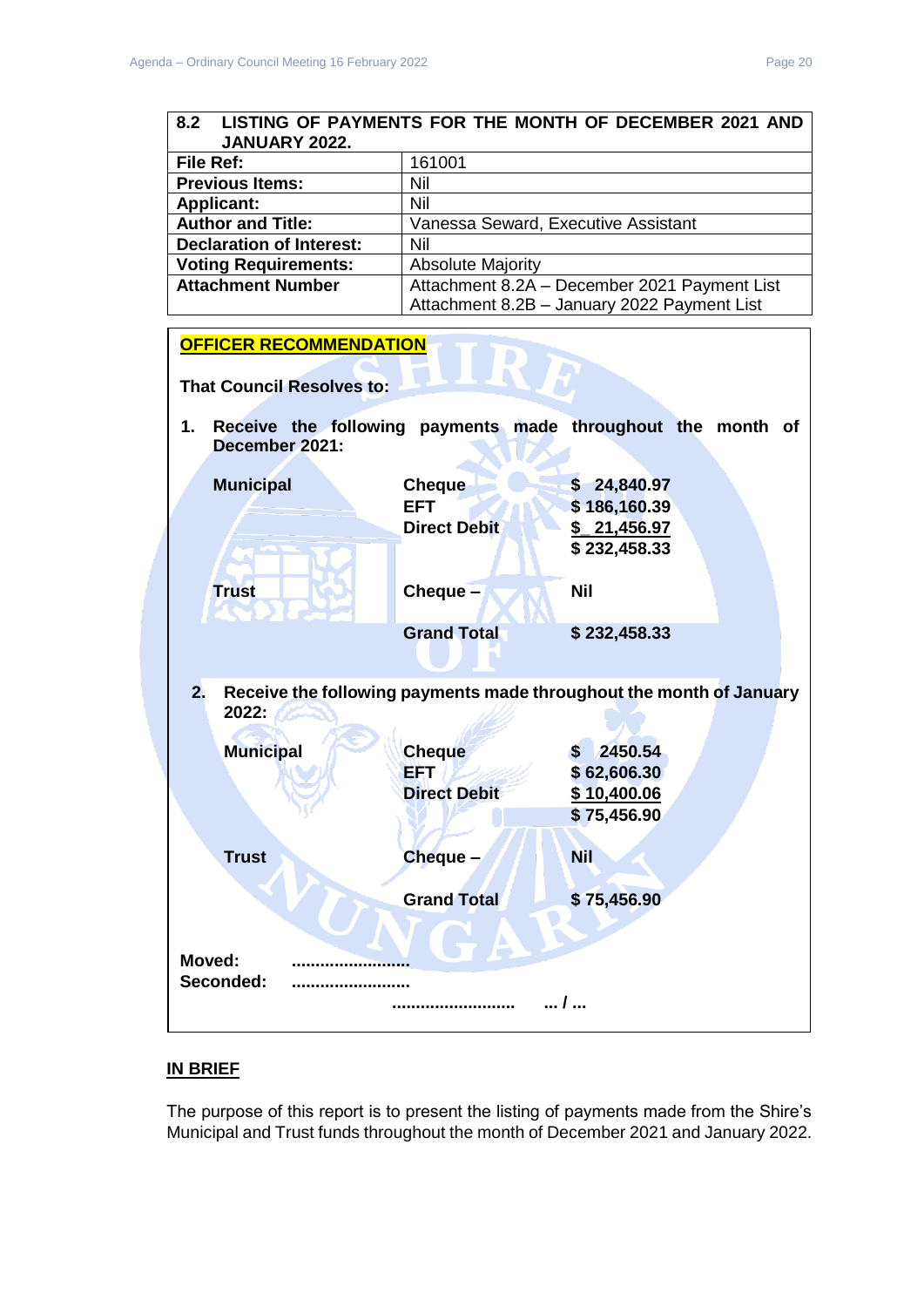| 8.2 LISTING OF PAYMENTS FOR THE MONTH OF DECEMBER 2021 AND JANUARY 2022. | |
|---|---|
| **File Ref:** | 161001 |
| **Previous Items:** | Nil |
| **Applicant:** | Nil |
| **Author and Title:** | Vanessa Seward, Executive Assistant |
| **Declaration of Interest:** | Nil |
| **Voting Requirements:** | Absolute Majority |
| **Attachment Number** | Attachment 8.2A – December 2021 Payment List<br>Attachment 8.2B – January 2022 Payment List |

**OFFICER RECOMMENDATION**

**That Council Resolves to:**

1. **Receive the following payments made throughout the month of December 2021:**

| | | |
|---|---|---|
| **Municipal** | **Cheque** | **$ 24,840.97** |
| | **EFT** | **$ 186,160.39** |
| | **Direct Debit** | **$ 21,456.97** |
| | | **$ 232,458.33** |
| **Trust** | **Cheque –** | **Nil** |
| | **Grand Total** | **$ 232,458.33** |

2. **Receive the following payments made throughout the month of January 2022:**

| | | |
|---|---|---|
| **Municipal** | **Cheque** | **$ 2450.54** |
| | **EFT** | **$ 62,606.30** |
| | **Direct Debit** | **$ 10,400.06** |
| | | **$ 75,456.90** |
| **Trust** | **Cheque –** | **Nil** |
| | **Grand Total** | **$ 75,456.90** |

**Moved: ........................**
**Seconded: ........................**
**........................ ... / ...**

**IN BRIEF**

The purpose of this report is to present the listing of payments made from the Shire's Municipal and Trust funds throughout the month of December 2021 and January 2022.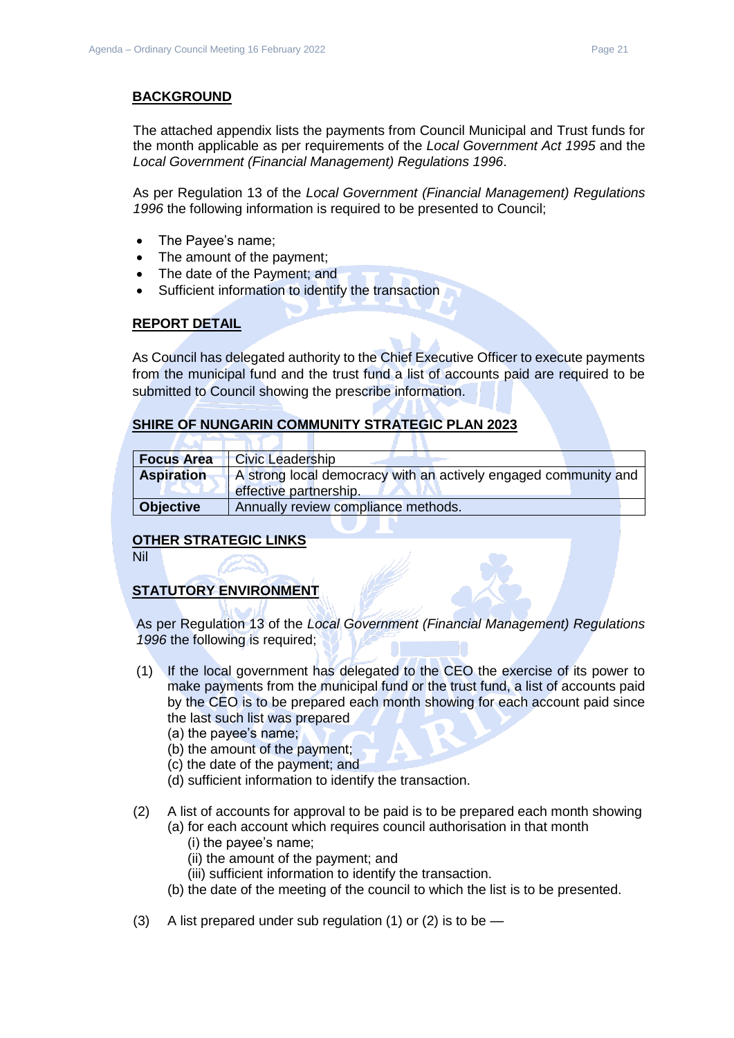## BACKGROUND

The attached appendix lists the payments from Council Municipal and Trust funds for the month applicable as per requirements of the *Local Government Act 1995* and the *Local Government (Financial Management) Regulations 1996*.

As per Regulation 13 of the *Local Government (Financial Management) Regulations 1996* the following information is required to be presented to Council;

- The Payee's name;
- The amount of the payment;
- The date of the Payment; and
- Sufficient information to identify the transaction

## REPORT DETAIL

As Council has delegated authority to the Chief Executive Officer to execute payments from the municipal fund and the trust fund a list of accounts paid are required to be submitted to Council showing the prescribe information.

## SHIRE OF NUNGARIN COMMUNITY STRATEGIC PLAN 2023

| | |
|---|---|
| **Focus Area** | Civic Leadership |
| **Aspiration** | A strong local democracy with an actively engaged community and effective partnership. |
| **Objective** | Annually review compliance methods. |

## OTHER STRATEGIC LINKS

Nil

## STATUTORY ENVIRONMENT

As per Regulation 13 of the *Local Government (Financial Management) Regulations 1996* the following is required;

(1) If the local government has delegated to the CEO the exercise of its power to make payments from the municipal fund or the trust fund, a list of accounts paid by the CEO is to be prepared each month showing for each account paid since the last such list was prepared
(a) the payee's name;
(b) the amount of the payment;
(c) the date of the payment; and
(d) sufficient information to identify the transaction.

(2) A list of accounts for approval to be paid is to be prepared each month showing
(a) for each account which requires council authorisation in that month
(i) the payee's name;
(ii) the amount of the payment; and
(iii) sufficient information to identify the transaction.
(b) the date of the meeting of the council to which the list is to be presented.

(3) A list prepared under sub regulation (1) or (2) is to be —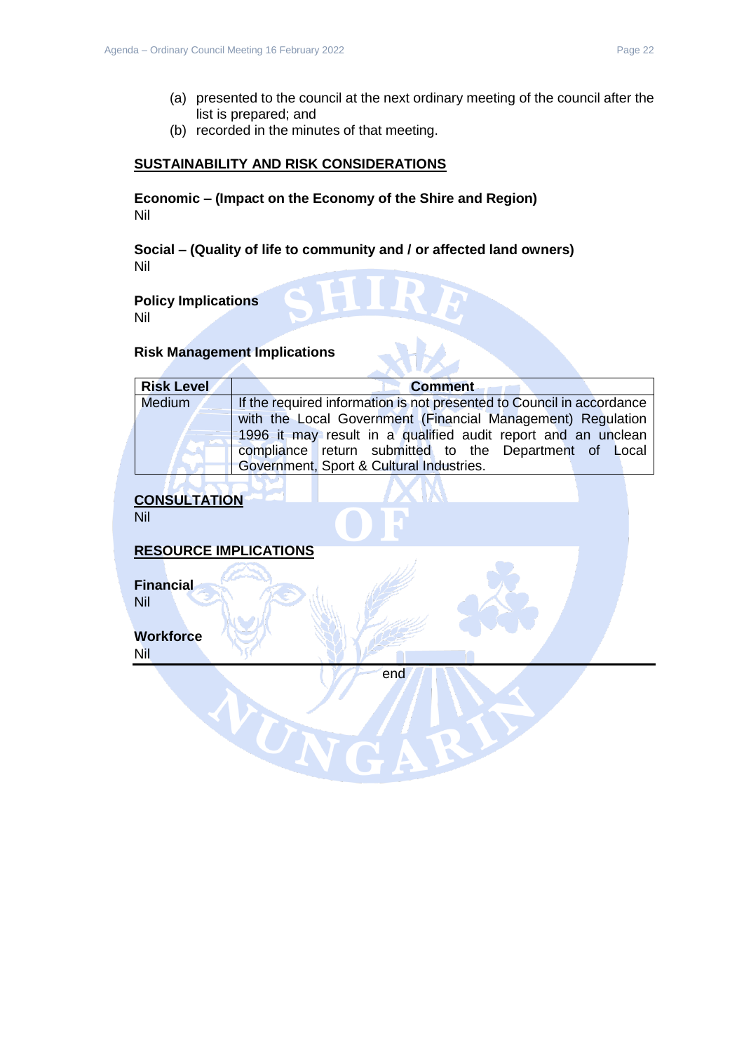(a) presented to the council at the next ordinary meeting of the council after the list is prepared; and
(b) recorded in the minutes of that meeting.

## SUSTAINABILITY AND RISK CONSIDERATIONS

**Economic – (Impact on the Economy of the Shire and Region)**
Nil

**Social – (Quality of life to community and / or affected land owners)**
Nil

**Policy Implications**
Nil

**Risk Management Implications**

| Risk Level | Comment |
|---|---|
| Medium | If the required information is not presented to Council in accordance with the Local Government (Financial Management) Regulation 1996 it may result in a qualified audit report and an unclean compliance return submitted to the Department of Local Government, Sport & Cultural Industries. |

## CONSULTATION

Nil

## RESOURCE IMPLICATIONS

**Financial**
Nil

**Workforce**
Nil

end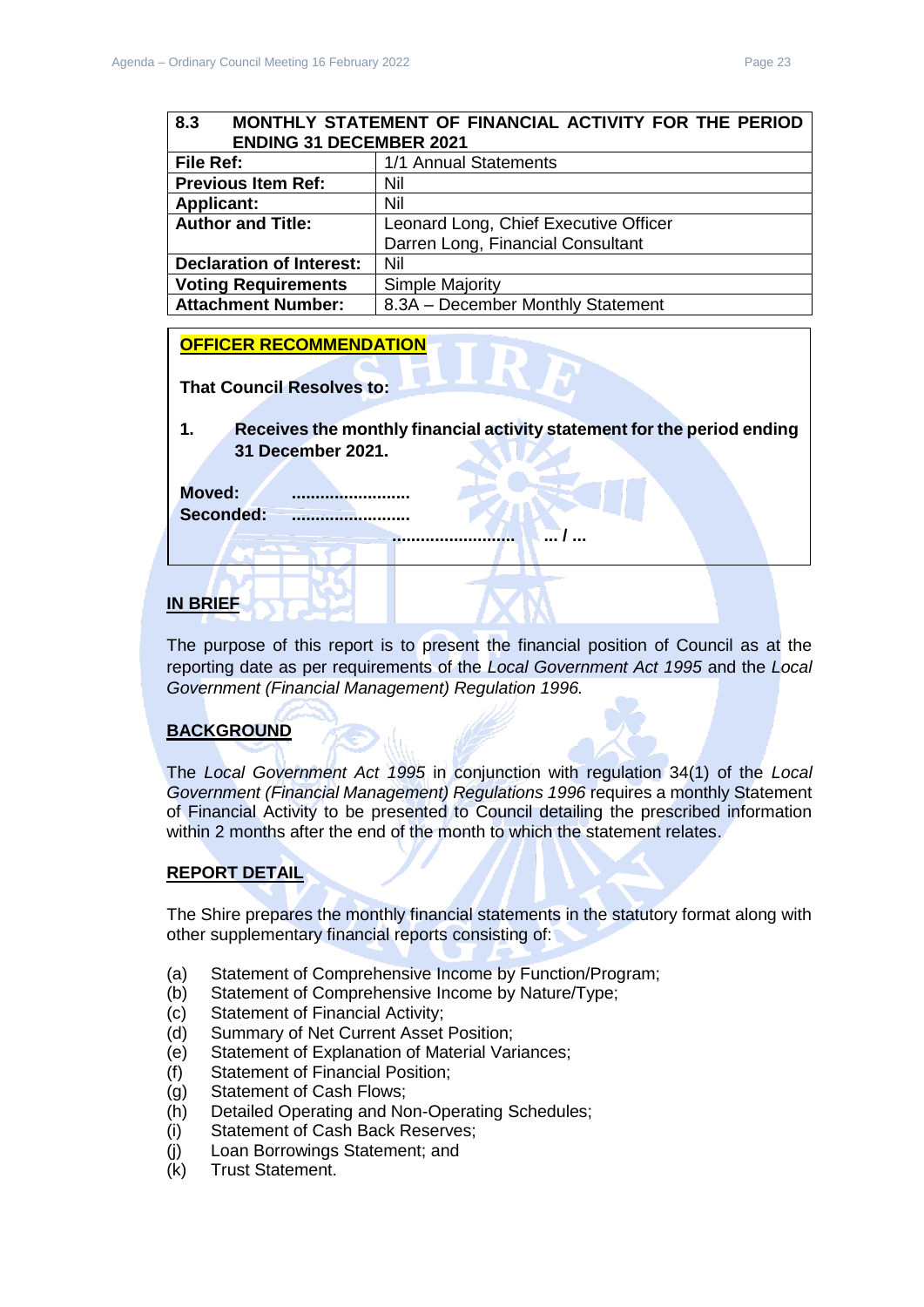| 8.3 MONTHLY STATEMENT OF FINANCIAL ACTIVITY FOR THE PERIOD ENDING 31 DECEMBER 2021 | |
|---|---|
| **File Ref:** | 1/1 Annual Statements |
| **Previous Item Ref:** | Nil |
| **Applicant:** | Nil |
| **Author and Title:** | Leonard Long, Chief Executive Officer<br>Darren Long, Financial Consultant |
| **Declaration of Interest:** | Nil |
| **Voting Requirements** | Simple Majority |
| **Attachment Number:** | 8.3A – December Monthly Statement |

**OFFICER RECOMMENDATION**

**That Council Resolves to:**

**1. Receives the monthly financial activity statement for the period ending 31 December 2021.**

**Moved: .........................**
**Seconded: .........................**
**......................... ... / ...**

## IN BRIEF

The purpose of this report is to present the financial position of Council as at the reporting date as per requirements of the *Local Government Act 1995* and the *Local Government (Financial Management) Regulation 1996.*

## BACKGROUND

The *Local Government Act 1995* in conjunction with regulation 34(1) of the *Local Government (Financial Management) Regulations 1996* requires a monthly Statement of Financial Activity to be presented to Council detailing the prescribed information within 2 months after the end of the month to which the statement relates.

## REPORT DETAIL

The Shire prepares the monthly financial statements in the statutory format along with other supplementary financial reports consisting of:

(a) Statement of Comprehensive Income by Function/Program;
(b) Statement of Comprehensive Income by Nature/Type;
(c) Statement of Financial Activity;
(d) Summary of Net Current Asset Position;
(e) Statement of Explanation of Material Variances;
(f) Statement of Financial Position;
(g) Statement of Cash Flows;
(h) Detailed Operating and Non-Operating Schedules;
(i) Statement of Cash Back Reserves;
(j) Loan Borrowings Statement; and
(k) Trust Statement.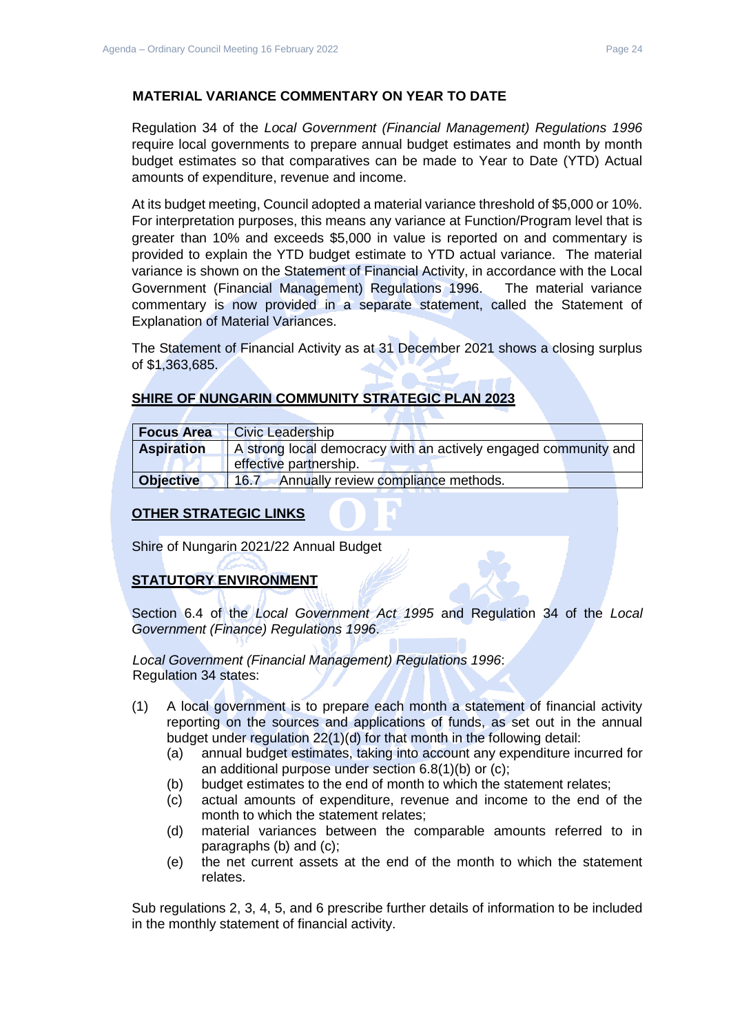**MATERIAL VARIANCE COMMENTARY ON YEAR TO DATE**

Regulation 34 of the *Local Government (Financial Management) Regulations 1996* require local governments to prepare annual budget estimates and month by month budget estimates so that comparatives can be made to Year to Date (YTD) Actual amounts of expenditure, revenue and income.

At its budget meeting, Council adopted a material variance threshold of $5,000 or 10%. For interpretation purposes, this means any variance at Function/Program level that is greater than 10% and exceeds $5,000 in value is reported on and commentary is provided to explain the YTD budget estimate to YTD actual variance. The material variance is shown on the Statement of Financial Activity, in accordance with the Local Government (Financial Management) Regulations 1996. The material variance commentary is now provided in a separate statement, called the Statement of Explanation of Material Variances.

The Statement of Financial Activity as at 31 December 2021 shows a closing surplus of $1,363,685.

**SHIRE OF NUNGARIN COMMUNITY STRATEGIC PLAN 2023**

| | |
|---|---|
| **Focus Area** | Civic Leadership |
| **Aspiration** | A strong local democracy with an actively engaged community and effective partnership. |
| **Objective** | 16.7 Annually review compliance methods. |

**OTHER STRATEGIC LINKS**

Shire of Nungarin 2021/22 Annual Budget

**STATUTORY ENVIRONMENT**

Section 6.4 of the *Local Government Act 1995* and Regulation 34 of the *Local Government (Finance) Regulations 1996*.

*Local Government (Financial Management) Regulations 1996*:
Regulation 34 states:

(1) A local government is to prepare each month a statement of financial activity reporting on the sources and applications of funds, as set out in the annual budget under regulation 22(1)(d) for that month in the following detail:
   (a) annual budget estimates, taking into account any expenditure incurred for an additional purpose under section 6.8(1)(b) or (c);
   (b) budget estimates to the end of month to which the statement relates;
   (c) actual amounts of expenditure, revenue and income to the end of the month to which the statement relates;
   (d) material variances between the comparable amounts referred to in paragraphs (b) and (c);
   (e) the net current assets at the end of the month to which the statement relates.

Sub regulations 2, 3, 4, 5, and 6 prescribe further details of information to be included in the monthly statement of financial activity.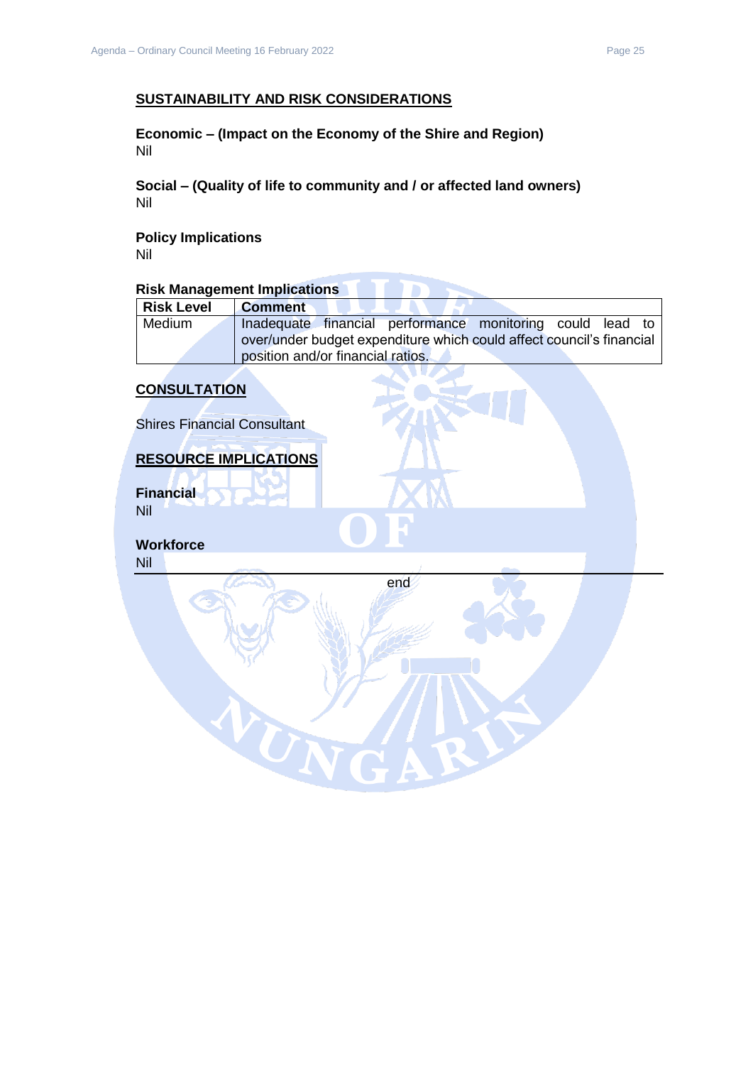## SUSTAINABILITY AND RISK CONSIDERATIONS

**Economic – (Impact on the Economy of the Shire and Region)**
Nil

**Social – (Quality of life to community and / or affected land owners)**
Nil

**Policy Implications**
Nil

**Risk Management Implications**

| Risk Level | Comment |
| --- | --- |
| Medium | Inadequate financial performance monitoring could lead to over/under budget expenditure which could affect council's financial position and/or financial ratios. |

## CONSULTATION

Shires Financial Consultant

## RESOURCE IMPLICATIONS

**Financial**
Nil

**Workforce**
Nil

---

end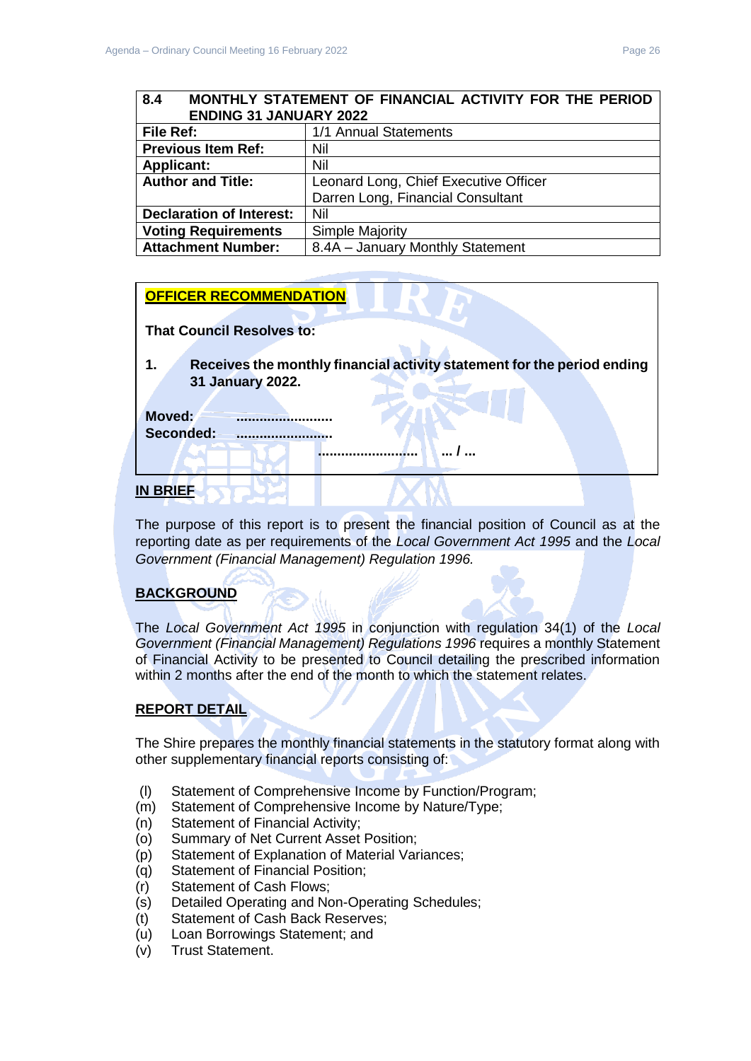| 8.4 | MONTHLY STATEMENT OF FINANCIAL ACTIVITY FOR THE PERIOD ENDING 31 JANUARY 2022 |
|---|---|
| **File Ref:** | 1/1 Annual Statements |
| **Previous Item Ref:** | Nil |
| **Applicant:** | Nil |
| **Author and Title:** | Leonard Long, Chief Executive Officer<br>Darren Long, Financial Consultant |
| **Declaration of Interest:** | Nil |
| **Voting Requirements** | Simple Majority |
| **Attachment Number:** | 8.4A – January Monthly Statement |

**OFFICER RECOMMENDATION**

**That Council Resolves to:**

**1. Receives the monthly financial activity statement for the period ending 31 January 2022.**

**Moved: .........................**
**Seconded: .........................**

**......................... ... / ...**

**IN BRIEF**

The purpose of this report is to present the financial position of Council as at the reporting date as per requirements of the *Local Government Act 1995* and the *Local Government (Financial Management) Regulation 1996.*

**BACKGROUND**

The *Local Government Act 1995* in conjunction with regulation 34(1) of the *Local Government (Financial Management) Regulations 1996* requires a monthly Statement of Financial Activity to be presented to Council detailing the prescribed information within 2 months after the end of the month to which the statement relates.

**REPORT DETAIL**

The Shire prepares the monthly financial statements in the statutory format along with other supplementary financial reports consisting of:

(l) Statement of Comprehensive Income by Function/Program;
(m) Statement of Comprehensive Income by Nature/Type;
(n) Statement of Financial Activity;
(o) Summary of Net Current Asset Position;
(p) Statement of Explanation of Material Variances;
(q) Statement of Financial Position;
(r) Statement of Cash Flows;
(s) Detailed Operating and Non-Operating Schedules;
(t) Statement of Cash Back Reserves;
(u) Loan Borrowings Statement; and
(v) Trust Statement.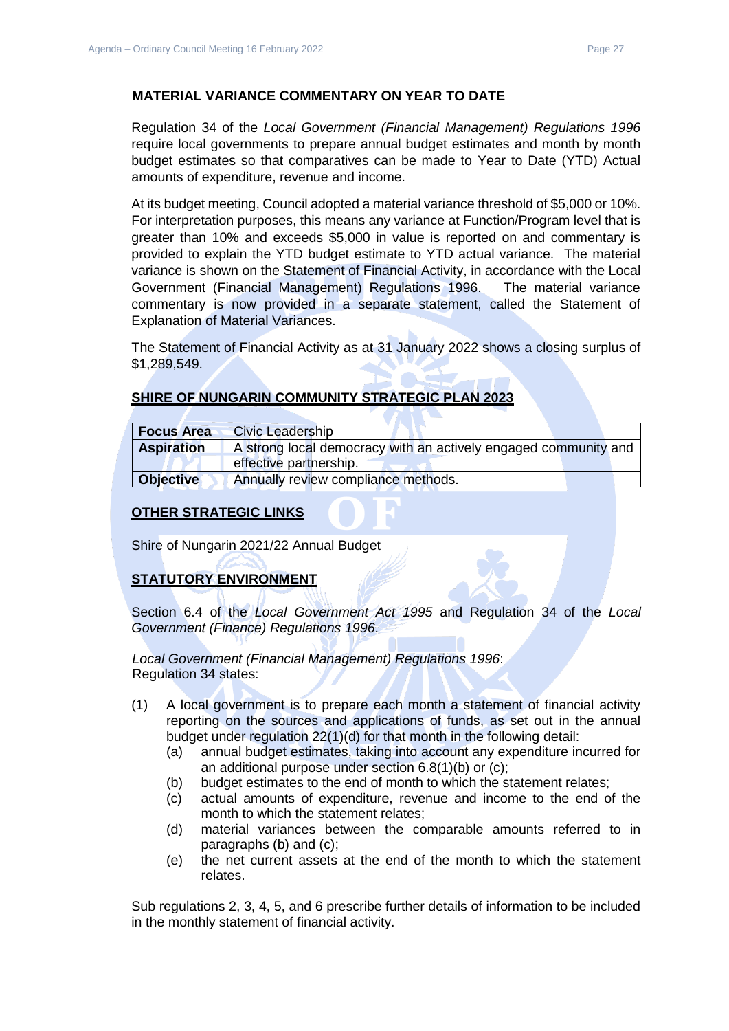## MATERIAL VARIANCE COMMENTARY ON YEAR TO DATE

Regulation 34 of the *Local Government (Financial Management) Regulations 1996* require local governments to prepare annual budget estimates and month by month budget estimates so that comparatives can be made to Year to Date (YTD) Actual amounts of expenditure, revenue and income.

At its budget meeting, Council adopted a material variance threshold of $5,000 or 10%. For interpretation purposes, this means any variance at Function/Program level that is greater than 10% and exceeds $5,000 in value is reported on and commentary is provided to explain the YTD budget estimate to YTD actual variance. The material variance is shown on the Statement of Financial Activity, in accordance with the Local Government (Financial Management) Regulations 1996. The material variance commentary is now provided in a separate statement, called the Statement of Explanation of Material Variances.

The Statement of Financial Activity as at 31 January 2022 shows a closing surplus of $1,289,549.

## SHIRE OF NUNGARIN COMMUNITY STRATEGIC PLAN 2023

| | |
|---|---|
| **Focus Area** | Civic Leadership |
| **Aspiration** | A strong local democracy with an actively engaged community and effective partnership. |
| **Objective** | Annually review compliance methods. |

## OTHER STRATEGIC LINKS

Shire of Nungarin 2021/22 Annual Budget

## STATUTORY ENVIRONMENT

Section 6.4 of the *Local Government Act 1995* and Regulation 34 of the *Local Government (Finance) Regulations 1996*.

*Local Government (Financial Management) Regulations 1996*:
Regulation 34 states:

(1) A local government is to prepare each month a statement of financial activity reporting on the sources and applications of funds, as set out in the annual budget under regulation 22(1)(d) for that month in the following detail:
   - (a) annual budget estimates, taking into account any expenditure incurred for an additional purpose under section 6.8(1)(b) or (c);
   - (b) budget estimates to the end of month to which the statement relates;
   - (c) actual amounts of expenditure, revenue and income to the end of the month to which the statement relates;
   - (d) material variances between the comparable amounts referred to in paragraphs (b) and (c);
   - (e) the net current assets at the end of the month to which the statement relates.

Sub regulations 2, 3, 4, 5, and 6 prescribe further details of information to be included in the monthly statement of financial activity.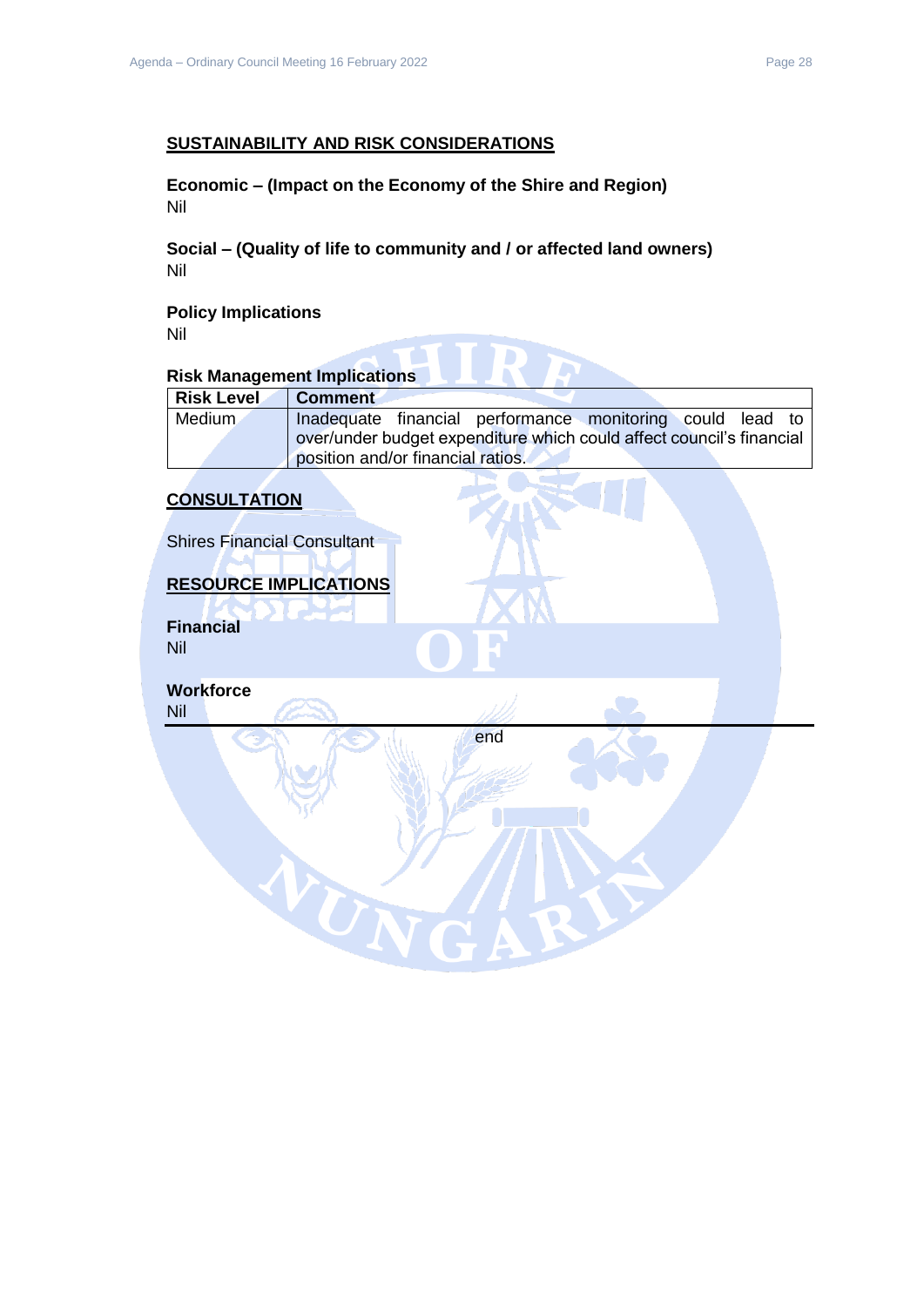## SUSTAINABILITY AND RISK CONSIDERATIONS

**Economic – (Impact on the Economy of the Shire and Region)**
Nil

**Social – (Quality of life to community and / or affected land owners)**
Nil

**Policy Implications**
Nil

**Risk Management Implications**

| Risk Level | Comment |
|---|---|
| Medium | Inadequate financial performance monitoring could lead to over/under budget expenditure which could affect council's financial position and/or financial ratios. |

## CONSULTATION

Shires Financial Consultant

## RESOURCE IMPLICATIONS

**Financial**
Nil

**Workforce**
Nil

---

end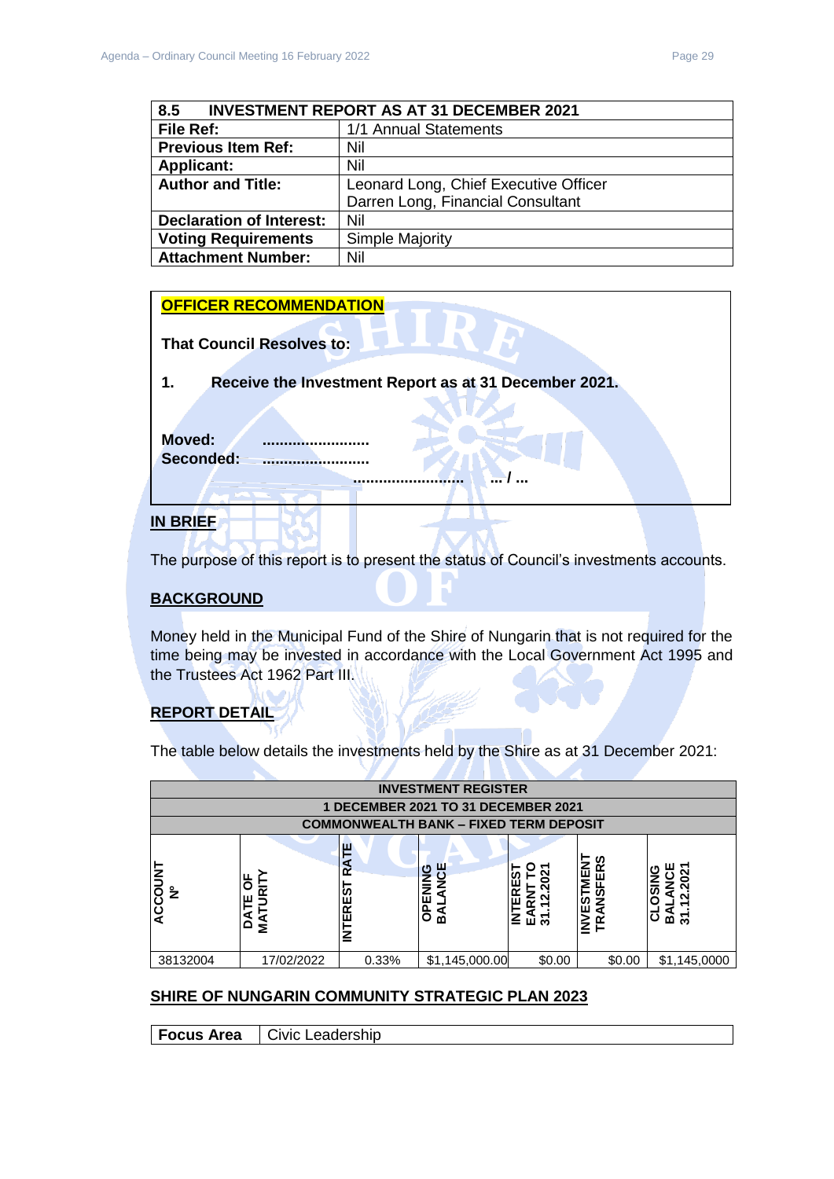| 8.5 INVESTMENT REPORT AS AT 31 DECEMBER 2021 | |
|---|---|
| **File Ref:** | 1/1 Annual Statements |
| **Previous Item Ref:** | Nil |
| **Applicant:** | Nil |
| **Author and Title:** | Leonard Long, Chief Executive Officer<br>Darren Long, Financial Consultant |
| **Declaration of Interest:** | Nil |
| **Voting Requirements** | Simple Majority |
| **Attachment Number:** | Nil |

**OFFICER RECOMMENDATION**

**That Council Resolves to:**

**1. Receive the Investment Report as at 31 December 2021.**

**Moved: .........................**
**Seconded: .........................**
**......................... ... / ...**

## IN BRIEF

The purpose of this report is to present the status of Council's investments accounts.

## BACKGROUND

Money held in the Municipal Fund of the Shire of Nungarin that is not required for the time being may be invested in accordance with the Local Government Act 1995 and the Trustees Act 1962 Part III.

## REPORT DETAIL

The table below details the investments held by the Shire as at 31 December 2021:

| INVESTMENT REGISTER<br>1 DECEMBER 2021 TO 31 DECEMBER 2021<br>COMMONWEALTH BANK – FIXED TERM DEPOSIT | | | | | | |
|---|---|---|---|---|---|---|
| **ACCOUNT Nº** | **DATE OF MATURITY** | **INTEREST RATE** | **OPENING BALANCE** | **INTEREST EARNT TO 31.12.2021** | **INVESTMENT TRANSFERS** | **CLOSING BALANCE 31.12.2021** |
| 38132004 | 17/02/2022 | 0.33% | $1,145,000.00 | $0.00 | $0.00 | $1,145,0000 |

## SHIRE OF NUNGARIN COMMUNITY STRATEGIC PLAN 2023

| | |
|---|---|
| **Focus Area** | Civic Leadership |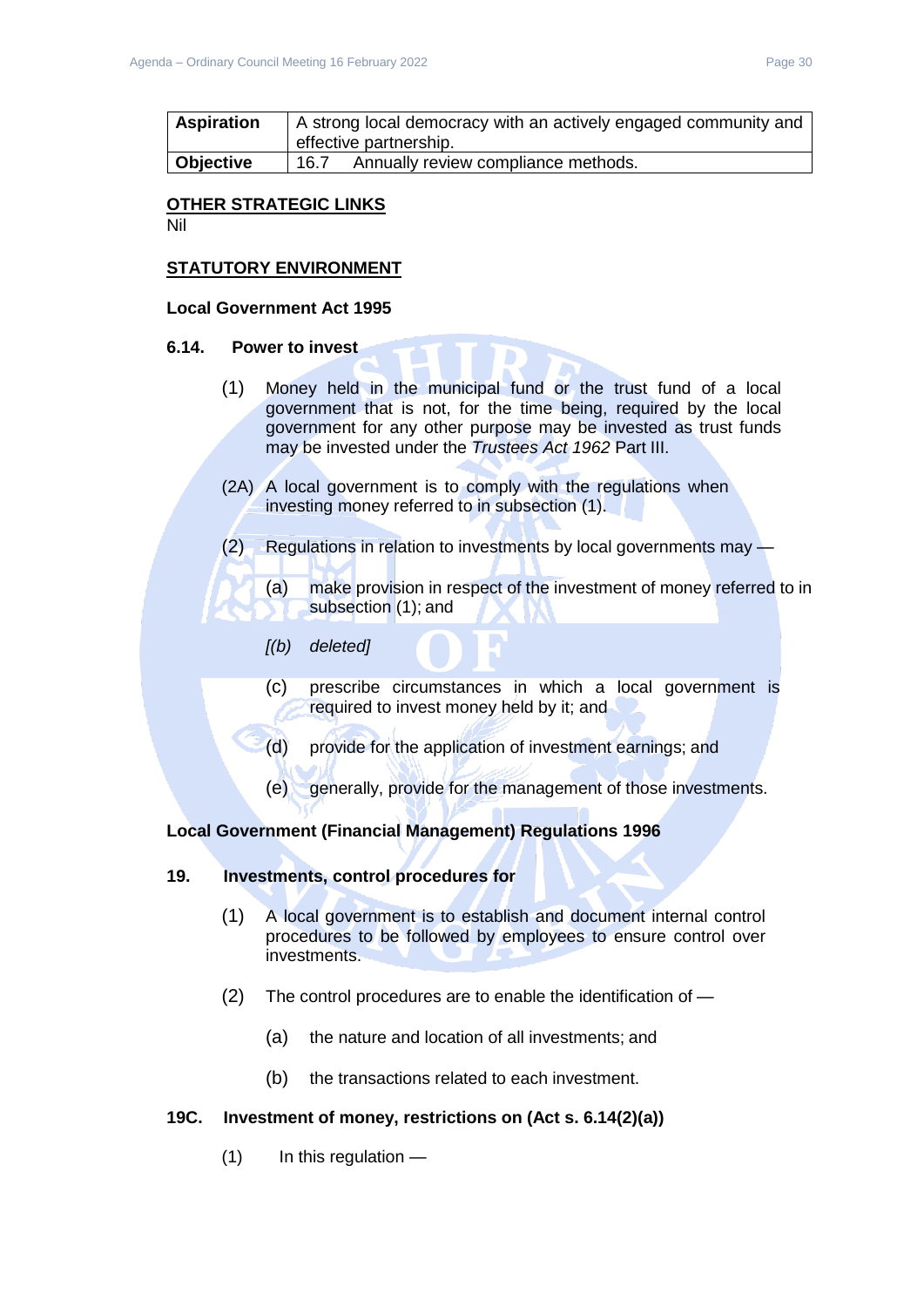| | |
|---|---|
| **Aspiration** | A strong local democracy with an actively engaged community and effective partnership. |
| **Objective** | 16.7 Annually review compliance methods. |

**OTHER STRATEGIC LINKS**

Nil

**STATUTORY ENVIRONMENT**

**Local Government Act 1995**

**6.14. Power to invest**

(1) Money held in the municipal fund or the trust fund of a local government that is not, for the time being, required by the local government for any other purpose may be invested as trust funds may be invested under the *Trustees Act 1962* Part III.

(2A) A local government is to comply with the regulations when investing money referred to in subsection (1).

(2) Regulations in relation to investments by local governments may —

(a) make provision in respect of the investment of money referred to in subsection (1); and

*[(b) deleted]*

(c) prescribe circumstances in which a local government is required to invest money held by it; and

(d) provide for the application of investment earnings; and

(e) generally, provide for the management of those investments.

**Local Government (Financial Management) Regulations 1996**

**19. Investments, control procedures for**

(1) A local government is to establish and document internal control procedures to be followed by employees to ensure control over investments.

(2) The control procedures are to enable the identification of —

(a) the nature and location of all investments; and

(b) the transactions related to each investment.

**19C. Investment of money, restrictions on (Act s. 6.14(2)(a))**

(1) In this regulation —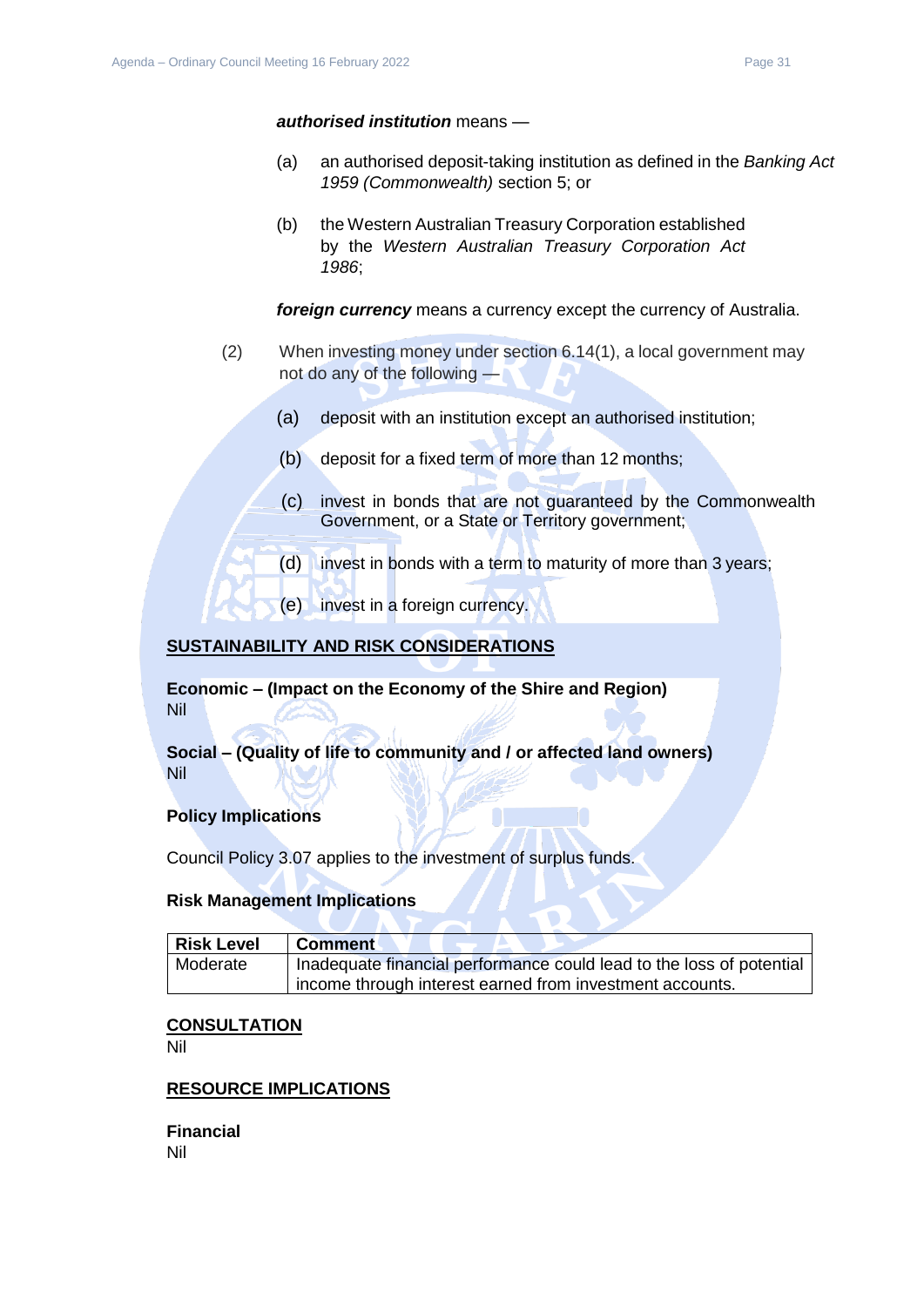***authorised institution*** means —

(a) an authorised deposit-taking institution as defined in the *Banking Act 1959 (Commonwealth)* section 5; or

(b) the Western Australian Treasury Corporation established by the *Western Australian Treasury Corporation Act 1986*;

***foreign currency*** means a currency except the currency of Australia.

(2) When investing money under section 6.14(1), a local government may not do any of the following —

(a) deposit with an institution except an authorised institution;

(b) deposit for a fixed term of more than 12 months;

(c) invest in bonds that are not guaranteed by the Commonwealth Government, or a State or Territory government;

(d) invest in bonds with a term to maturity of more than 3 years;

(e) invest in a foreign currency.

## SUSTAINABILITY AND RISK CONSIDERATIONS

**Economic – (Impact on the Economy of the Shire and Region)**
Nil

**Social – (Quality of life to community and / or affected land owners)**
Nil

**Policy Implications**

Council Policy 3.07 applies to the investment of surplus funds.

**Risk Management Implications**

| Risk Level | Comment |
|---|---|
| Moderate | Inadequate financial performance could lead to the loss of potential income through interest earned from investment accounts. |

## CONSULTATION
Nil

## RESOURCE IMPLICATIONS

**Financial**
Nil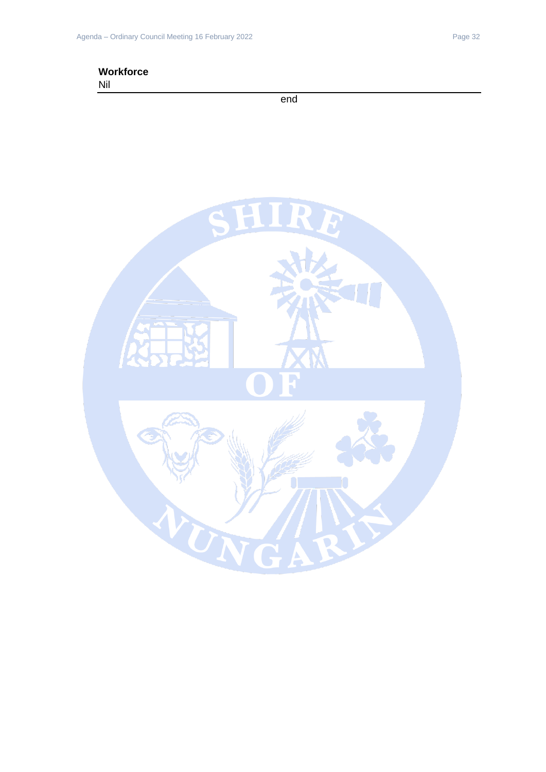**Workforce**

Nil

---

end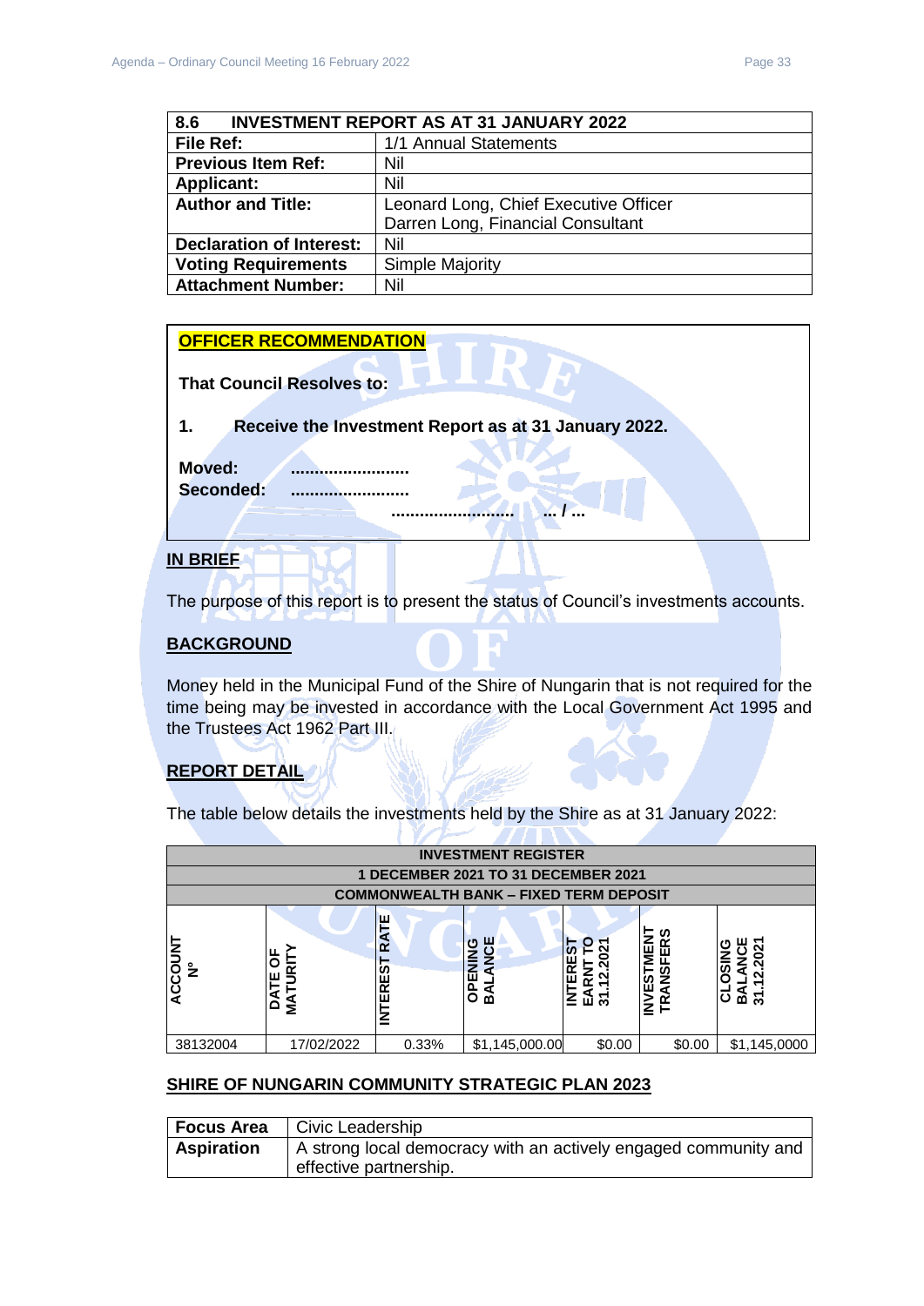| 8.6 | INVESTMENT REPORT AS AT 31 JANUARY 2022 |
|---|---|
| **File Ref:** | 1/1 Annual Statements |
| **Previous Item Ref:** | Nil |
| **Applicant:** | Nil |
| **Author and Title:** | Leonard Long, Chief Executive Officer<br>Darren Long, Financial Consultant |
| **Declaration of Interest:** | Nil |
| **Voting Requirements** | Simple Majority |
| **Attachment Number:** | Nil |

**OFFICER RECOMMENDATION**

**That Council Resolves to:**

**1. Receive the Investment Report as at 31 January 2022.**

**Moved: .........................**
**Seconded: .........................**

**......................... ... / ...**

## IN BRIEF

The purpose of this report is to present the status of Council's investments accounts.

## BACKGROUND

Money held in the Municipal Fund of the Shire of Nungarin that is not required for the time being may be invested in accordance with the Local Government Act 1995 and the Trustees Act 1962 Part III.

## REPORT DETAIL

The table below details the investments held by the Shire as at 31 January 2022:

| INVESTMENT REGISTER | | | | | | |
|---|---|---|---|---|---|---|
| 1 DECEMBER 2021 TO 31 DECEMBER 2021 | | | | | | |
| COMMONWEALTH BANK – FIXED TERM DEPOSIT | | | | | | |
| ACCOUNT Nº | DATE OF MATURITY | INTEREST RATE | OPENING BALANCE | INTEREST EARNT TO 31.12.2021 | INVESTMENT TRANSFERS | CLOSING BALANCE 31.12.2021 |
| 38132004 | 17/02/2022 | 0.33% | $1,145,000.00 | $0.00 | $0.00 | $1,145,0000 |

## SHIRE OF NUNGARIN COMMUNITY STRATEGIC PLAN 2023

| | |
|---|---|
| **Focus Area** | Civic Leadership |
| **Aspiration** | A strong local democracy with an actively engaged community and effective partnership. |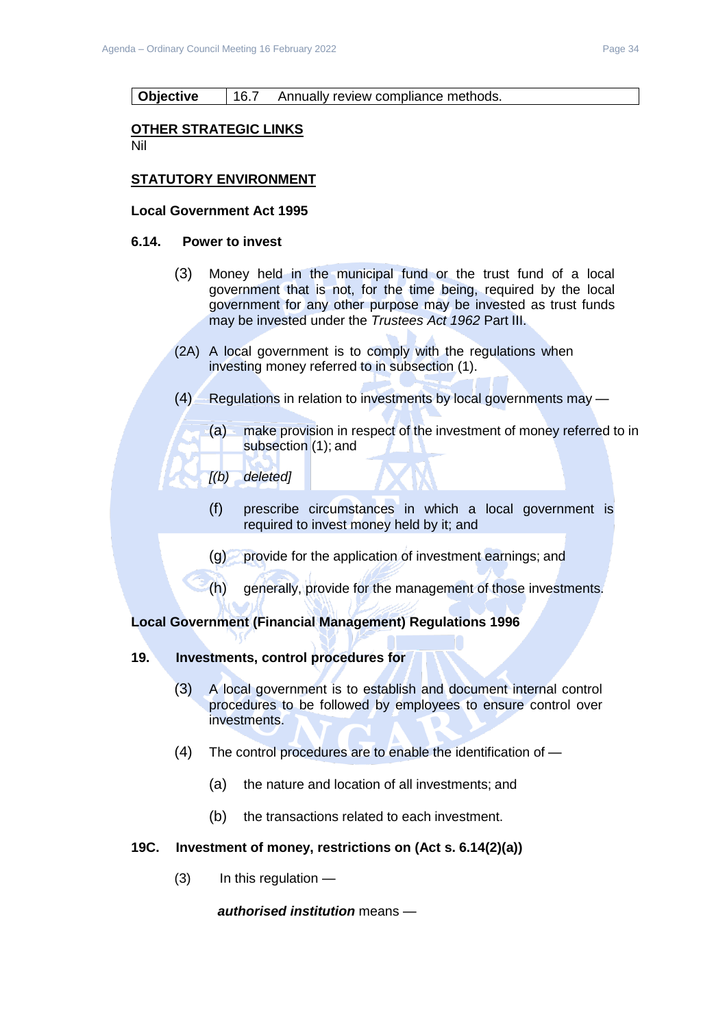| Objective | 16.7 Annually review compliance methods. |
|---|---|

**OTHER STRATEGIC LINKS**

Nil

**STATUTORY ENVIRONMENT**

**Local Government Act 1995**

**6.14. Power to invest**

(3) Money held in the municipal fund or the trust fund of a local government that is not, for the time being, required by the local government for any other purpose may be invested as trust funds may be invested under the *Trustees Act 1962* Part III.

(2A) A local government is to comply with the regulations when investing money referred to in subsection (1).

(4) Regulations in relation to investments by local governments may —

(a) make provision in respect of the investment of money referred to in subsection (1); and

*[(b) deleted]*

(f) prescribe circumstances in which a local government is required to invest money held by it; and

(g) provide for the application of investment earnings; and

(h) generally, provide for the management of those investments.

**Local Government (Financial Management) Regulations 1996**

**19. Investments, control procedures for**

(3) A local government is to establish and document internal control procedures to be followed by employees to ensure control over investments.

(4) The control procedures are to enable the identification of —

(a) the nature and location of all investments; and

(b) the transactions related to each investment.

**19C. Investment of money, restrictions on (Act s. 6.14(2)(a))**

(3) In this regulation —

***authorised institution*** means —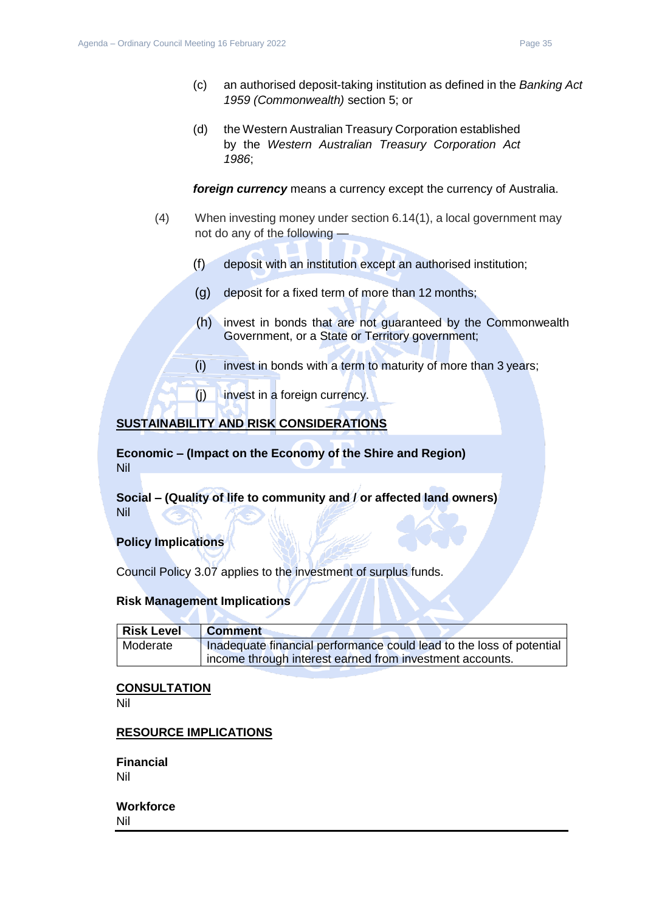(c) an authorised deposit-taking institution as defined in the *Banking Act 1959 (Commonwealth)* section 5; or

(d) the Western Australian Treasury Corporation established by the *Western Australian Treasury Corporation Act 1986*;

***foreign currency*** means a currency except the currency of Australia.

(4) When investing money under section 6.14(1), a local government may not do any of the following —

(f) deposit with an institution except an authorised institution;

(g) deposit for a fixed term of more than 12 months;

(h) invest in bonds that are not guaranteed by the Commonwealth Government, or a State or Territory government;

(i) invest in bonds with a term to maturity of more than 3 years;

(j) invest in a foreign currency.

## SUSTAINABILITY AND RISK CONSIDERATIONS

**Economic – (Impact on the Economy of the Shire and Region)**
Nil

**Social – (Quality of life to community and / or affected land owners)**
Nil

**Policy Implications**

Council Policy 3.07 applies to the investment of surplus funds.

**Risk Management Implications**

| Risk Level | Comment |
|---|---|
| Moderate | Inadequate financial performance could lead to the loss of potential income through interest earned from investment accounts. |

## CONSULTATION

Nil

## RESOURCE IMPLICATIONS

**Financial**
Nil

**Workforce**
Nil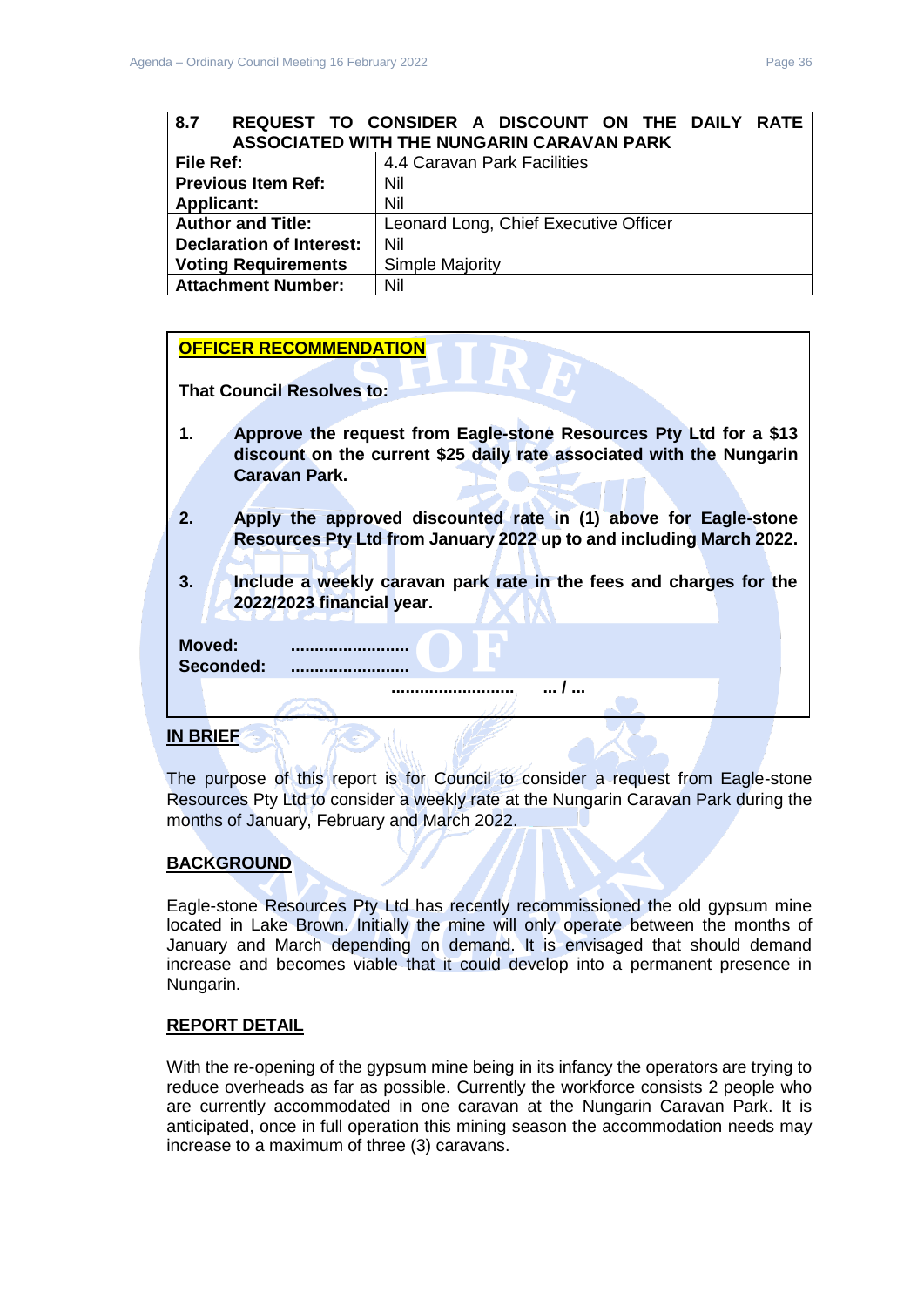| | |
|---|---|
| **8.7 REQUEST TO CONSIDER A DISCOUNT ON THE DAILY RATE ASSOCIATED WITH THE NUNGARIN CARAVAN PARK** | |
| **File Ref:** | 4.4 Caravan Park Facilities |
| **Previous Item Ref:** | Nil |
| **Applicant:** | Nil |
| **Author and Title:** | Leonard Long, Chief Executive Officer |
| **Declaration of Interest:** | Nil |
| **Voting Requirements** | Simple Majority |
| **Attachment Number:** | Nil |

**OFFICER RECOMMENDATION**

**That Council Resolves to:**

1. **Approve the request from Eagle-stone Resources Pty Ltd for a $13 discount on the current $25 daily rate associated with the Nungarin Caravan Park.**

2. **Apply the approved discounted rate in (1) above for Eagle-stone Resources Pty Ltd from January 2022 up to and including March 2022.**

3. **Include a weekly caravan park rate in the fees and charges for the 2022/2023 financial year.**

**Moved:** .........................
**Seconded:** .........................

.......................... ... / ...

## IN BRIEF

The purpose of this report is for Council to consider a request from Eagle-stone Resources Pty Ltd to consider a weekly rate at the Nungarin Caravan Park during the months of January, February and March 2022.

## BACKGROUND

Eagle-stone Resources Pty Ltd has recently recommissioned the old gypsum mine located in Lake Brown. Initially the mine will only operate between the months of January and March depending on demand. It is envisaged that should demand increase and becomes viable that it could develop into a permanent presence in Nungarin.

## REPORT DETAIL

With the re-opening of the gypsum mine being in its infancy the operators are trying to reduce overheads as far as possible. Currently the workforce consists 2 people who are currently accommodated in one caravan at the Nungarin Caravan Park. It is anticipated, once in full operation this mining season the accommodation needs may increase to a maximum of three (3) caravans.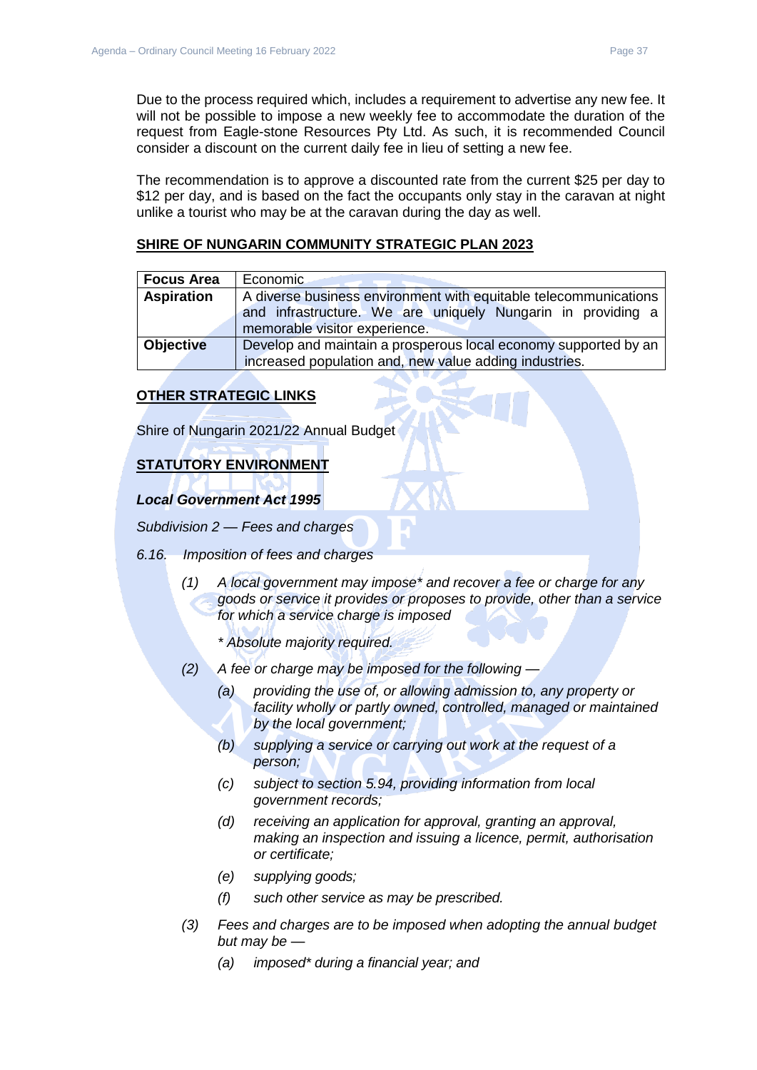Due to the process required which, includes a requirement to advertise any new fee. It will not be possible to impose a new weekly fee to accommodate the duration of the request from Eagle-stone Resources Pty Ltd. As such, it is recommended Council consider a discount on the current daily fee in lieu of setting a new fee.

The recommendation is to approve a discounted rate from the current $25 per day to $12 per day, and is based on the fact the occupants only stay in the caravan at night unlike a tourist who may be at the caravan during the day as well.

## SHIRE OF NUNGARIN COMMUNITY STRATEGIC PLAN 2023

| | |
|---|---|
| **Focus Area** | Economic |
| **Aspiration** | A diverse business environment with equitable telecommunications and infrastructure. We are uniquely Nungarin in providing a memorable visitor experience. |
| **Objective** | Develop and maintain a prosperous local economy supported by an increased population and, new value adding industries. |

## OTHER STRATEGIC LINKS

Shire of Nungarin 2021/22 Annual Budget

## STATUTORY ENVIRONMENT

***Local Government Act 1995***

*Subdivision 2 — Fees and charges*

*6.16. Imposition of fees and charges*

*(1) A local government may impose\* and recover a fee or charge for any goods or service it provides or proposes to provide, other than a service for which a service charge is imposed*

*\* Absolute majority required.*

*(2) A fee or charge may be imposed for the following —*

*(a) providing the use of, or allowing admission to, any property or facility wholly or partly owned, controlled, managed or maintained by the local government;*

*(b) supplying a service or carrying out work at the request of a person;*

*(c) subject to section 5.94, providing information from local government records;*

*(d) receiving an application for approval, granting an approval, making an inspection and issuing a licence, permit, authorisation or certificate;*

*(e) supplying goods;*

*(f) such other service as may be prescribed.*

*(3) Fees and charges are to be imposed when adopting the annual budget but may be —*

*(a) imposed\* during a financial year; and*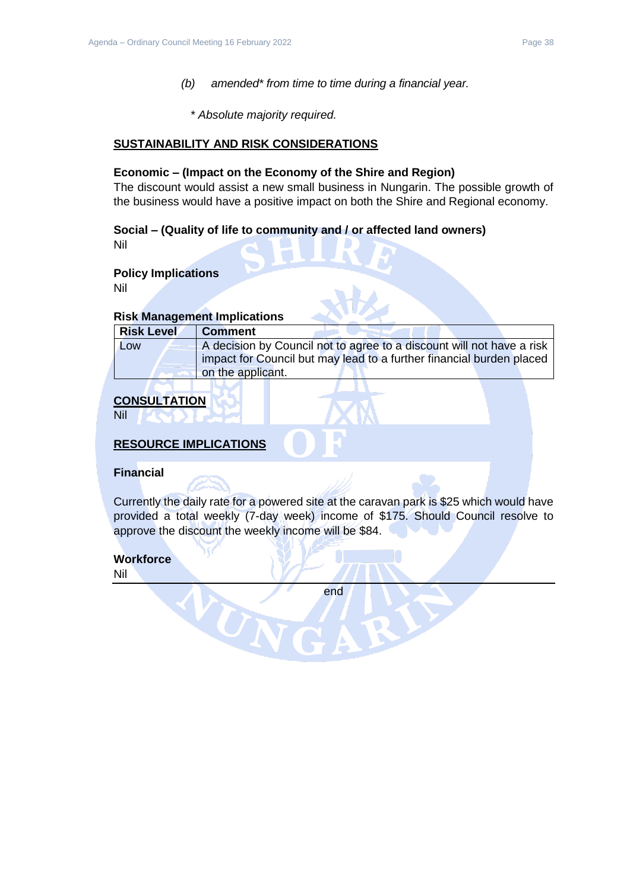*(b) amended* from time to time during a financial year.*

*\* Absolute majority required.*

## SUSTAINABILITY AND RISK CONSIDERATIONS

**Economic – (Impact on the Economy of the Shire and Region)**
The discount would assist a new small business in Nungarin. The possible growth of the business would have a positive impact on both the Shire and Regional economy.

**Social – (Quality of life to community and / or affected land owners)**
Nil

**Policy Implications**
Nil

**Risk Management Implications**

| Risk Level | Comment |
|---|---|
| Low | A decision by Council not to agree to a discount will not have a risk impact for Council but may lead to a further financial burden placed on the applicant. |

## CONSULTATION
Nil

## RESOURCE IMPLICATIONS

**Financial**

Currently the daily rate for a powered site at the caravan park is $25 which would have provided a total weekly (7-day week) income of $175. Should Council resolve to approve the discount the weekly income will be $84.

**Workforce**
Nil

---

end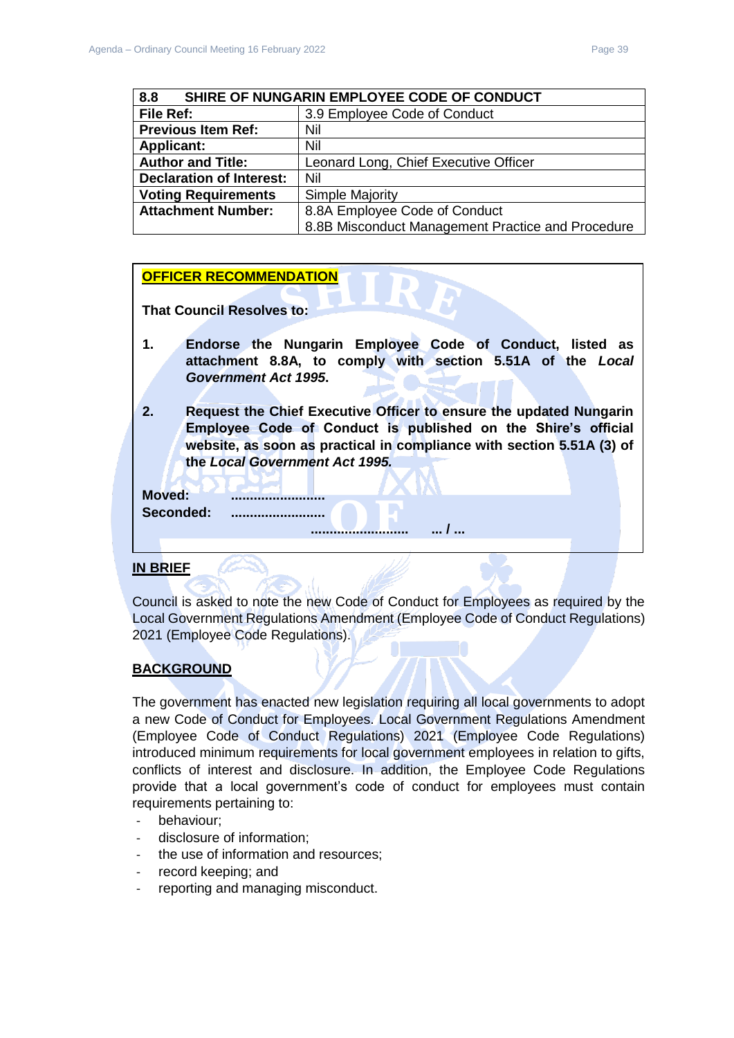| 8.8 SHIRE OF NUNGARIN EMPLOYEE CODE OF CONDUCT | |
|---|---|
| **File Ref:** | 3.9 Employee Code of Conduct |
| **Previous Item Ref:** | Nil |
| **Applicant:** | Nil |
| **Author and Title:** | Leonard Long, Chief Executive Officer |
| **Declaration of Interest:** | Nil |
| **Voting Requirements** | Simple Majority |
| **Attachment Number:** | 8.8A Employee Code of Conduct<br>8.8B Misconduct Management Practice and Procedure |

**OFFICER RECOMMENDATION**

**That Council Resolves to:**

1. **Endorse the Nungarin Employee Code of Conduct, listed as attachment 8.8A, to comply with section 5.51A of the *Local Government Act 1995*.**

2. **Request the Chief Executive Officer to ensure the updated Nungarin Employee Code of Conduct is published on the Shire's official website, as soon as practical in compliance with section 5.51A (3) of the *Local Government Act 1995.***

**Moved:** ........................

**Seconded:** ........................

........................ ... / ...

## IN BRIEF

Council is asked to note the new Code of Conduct for Employees as required by the Local Government Regulations Amendment (Employee Code of Conduct Regulations) 2021 (Employee Code Regulations).

## BACKGROUND

The government has enacted new legislation requiring all local governments to adopt a new Code of Conduct for Employees. Local Government Regulations Amendment (Employee Code of Conduct Regulations) 2021 (Employee Code Regulations) introduced minimum requirements for local government employees in relation to gifts, conflicts of interest and disclosure. In addition, the Employee Code Regulations provide that a local government's code of conduct for employees must contain requirements pertaining to:

- behaviour;
- disclosure of information;
- the use of information and resources;
- record keeping; and
- reporting and managing misconduct.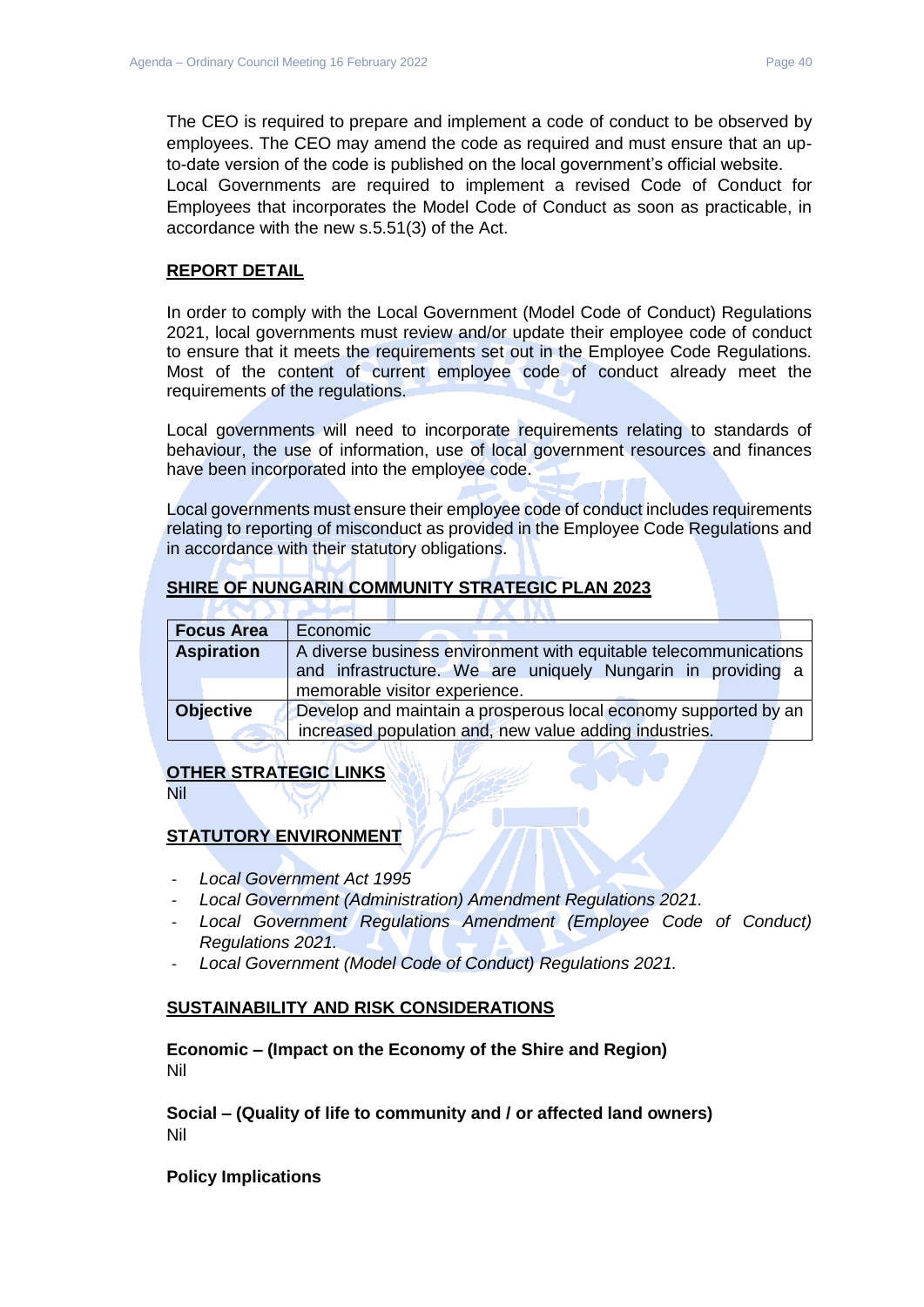The CEO is required to prepare and implement a code of conduct to be observed by employees. The CEO may amend the code as required and must ensure that an up-to-date version of the code is published on the local government's official website.
Local Governments are required to implement a revised Code of Conduct for Employees that incorporates the Model Code of Conduct as soon as practicable, in accordance with the new s.5.51(3) of the Act.

## REPORT DETAIL

In order to comply with the Local Government (Model Code of Conduct) Regulations 2021, local governments must review and/or update their employee code of conduct to ensure that it meets the requirements set out in the Employee Code Regulations. Most of the content of current employee code of conduct already meet the requirements of the regulations.

Local governments will need to incorporate requirements relating to standards of behaviour, the use of information, use of local government resources and finances have been incorporated into the employee code.

Local governments must ensure their employee code of conduct includes requirements relating to reporting of misconduct as provided in the Employee Code Regulations and in accordance with their statutory obligations.

## SHIRE OF NUNGARIN COMMUNITY STRATEGIC PLAN 2023

| | |
|---|---|
| **Focus Area** | Economic |
| **Aspiration** | A diverse business environment with equitable telecommunications and infrastructure. We are uniquely Nungarin in providing a memorable visitor experience. |
| **Objective** | Develop and maintain a prosperous local economy supported by an increased population and, new value adding industries. |

## OTHER STRATEGIC LINKS

Nil

## STATUTORY ENVIRONMENT

- *Local Government Act 1995*
- *Local Government (Administration) Amendment Regulations 2021.*
- *Local Government Regulations Amendment (Employee Code of Conduct) Regulations 2021.*
- *Local Government (Model Code of Conduct) Regulations 2021.*

## SUSTAINABILITY AND RISK CONSIDERATIONS

**Economic – (Impact on the Economy of the Shire and Region)**
Nil

**Social – (Quality of life to community and / or affected land owners)**
Nil

**Policy Implications**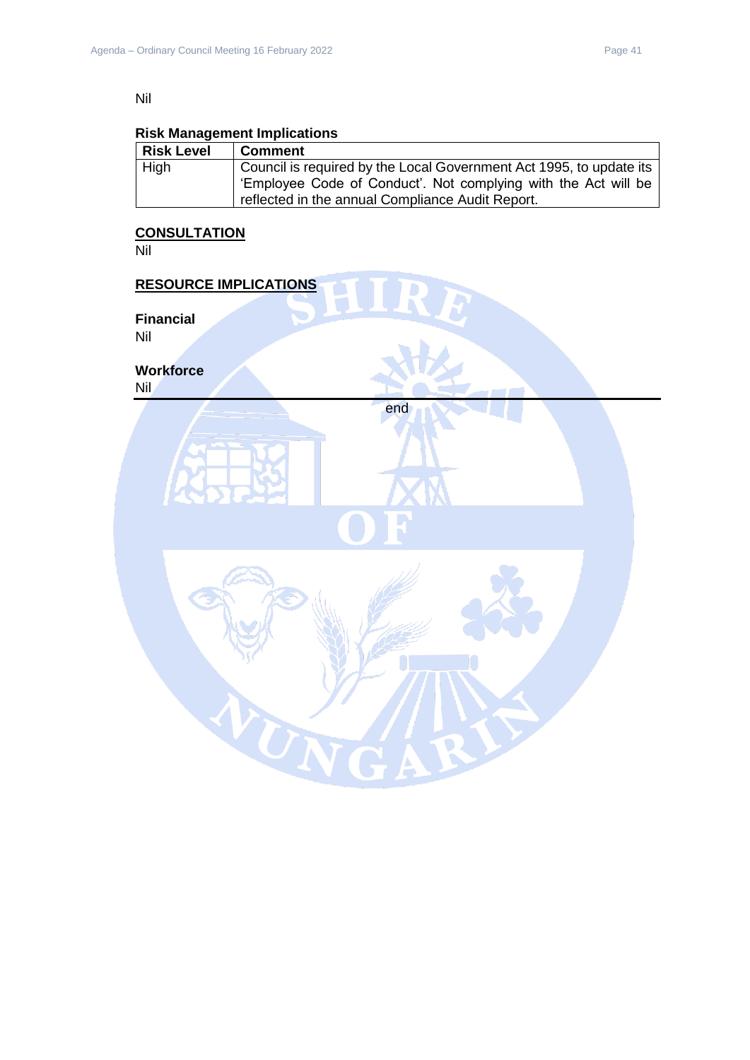Nil

**Risk Management Implications**

| Risk Level | Comment |
| --- | --- |
| High | Council is required by the Local Government Act 1995, to update its 'Employee Code of Conduct'. Not complying with the Act will be reflected in the annual Compliance Audit Report. |

**CONSULTATION**

Nil

**RESOURCE IMPLICATIONS**

**Financial**

Nil

**Workforce**

Nil

---

end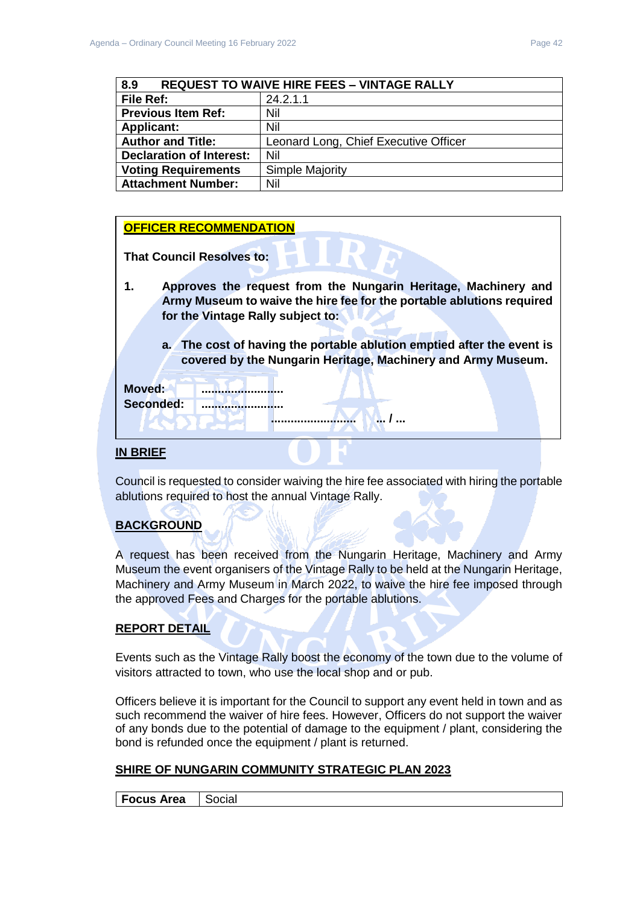| 8.9 | REQUEST TO WAIVE HIRE FEES – VINTAGE RALLY |
|---|---|
| **File Ref:** | 24.2.1.1 |
| **Previous Item Ref:** | Nil |
| **Applicant:** | Nil |
| **Author and Title:** | Leonard Long, Chief Executive Officer |
| **Declaration of Interest:** | Nil |
| **Voting Requirements** | Simple Majority |
| **Attachment Number:** | Nil |

**OFFICER RECOMMENDATION**

**That Council Resolves to:**

**1. Approves the request from the Nungarin Heritage, Machinery and Army Museum to waive the hire fee for the portable ablutions required for the Vintage Rally subject to:**

**a. The cost of having the portable ablution emptied after the event is covered by the Nungarin Heritage, Machinery and Army Museum.**

**Moved:** .........................
**Seconded:** .........................
......................... ... / ...

## IN BRIEF

Council is requested to consider waiving the hire fee associated with hiring the portable ablutions required to host the annual Vintage Rally.

## BACKGROUND

A request has been received from the Nungarin Heritage, Machinery and Army Museum the event organisers of the Vintage Rally to be held at the Nungarin Heritage, Machinery and Army Museum in March 2022, to waive the hire fee imposed through the approved Fees and Charges for the portable ablutions.

## REPORT DETAIL

Events such as the Vintage Rally boost the economy of the town due to the volume of visitors attracted to town, who use the local shop and or pub.

Officers believe it is important for the Council to support any event held in town and as such recommend the waiver of hire fees. However, Officers do not support the waiver of any bonds due to the potential of damage to the equipment / plant, considering the bond is refunded once the equipment / plant is returned.

## SHIRE OF NUNGARIN COMMUNITY STRATEGIC PLAN 2023

| | |
|---|---|
| **Focus Area** | Social |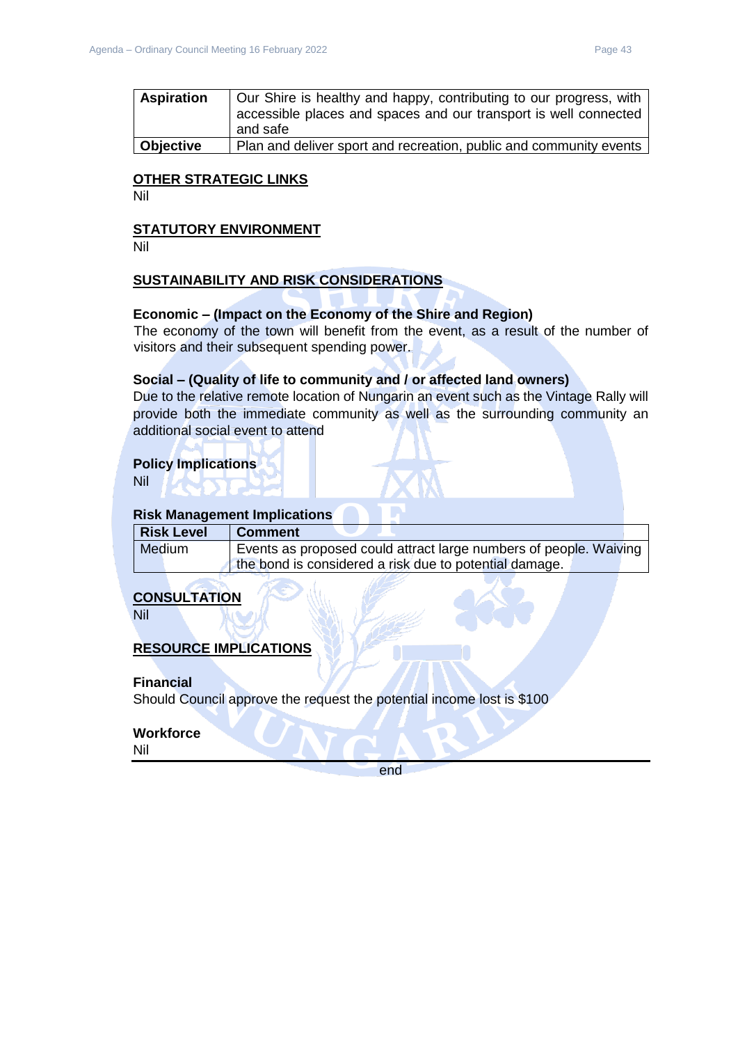| | |
|---|---|
| **Aspiration** | Our Shire is healthy and happy, contributing to our progress, with accessible places and spaces and our transport is well connected and safe |
| **Objective** | Plan and deliver sport and recreation, public and community events |

## OTHER STRATEGIC LINKS

Nil

## STATUTORY ENVIRONMENT

Nil

## SUSTAINABILITY AND RISK CONSIDERATIONS

### Economic – (Impact on the Economy of the Shire and Region)

The economy of the town will benefit from the event, as a result of the number of visitors and their subsequent spending power.

### Social – (Quality of life to community and / or affected land owners)

Due to the relative remote location of Nungarin an event such as the Vintage Rally will provide both the immediate community as well as the surrounding community an additional social event to attend

### Policy Implications

Nil

### Risk Management Implications

| Risk Level | Comment |
|---|---|
| Medium | Events as proposed could attract large numbers of people. Waiving the bond is considered a risk due to potential damage. |

## CONSULTATION

Nil

## RESOURCE IMPLICATIONS

### Financial

Should Council approve the request the potential income lost is $100

### Workforce

Nil

end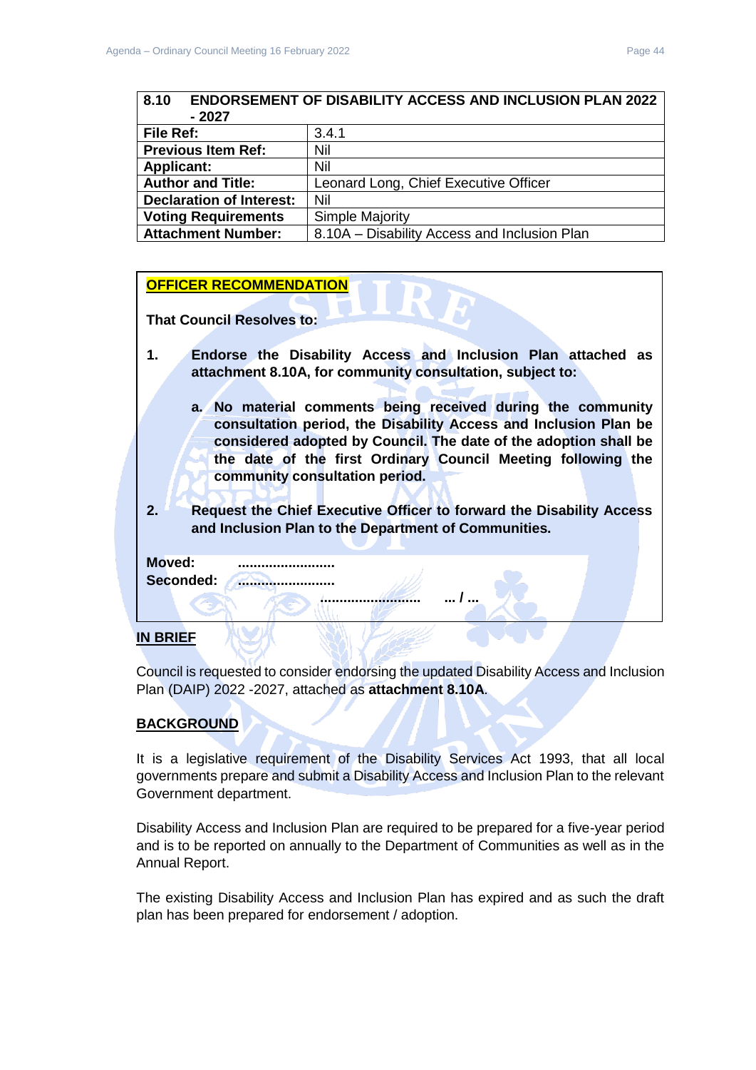| 8.10 ENDORSEMENT OF DISABILITY ACCESS AND INCLUSION PLAN 2022 - 2027 | |
|---|---|
| **File Ref:** | 3.4.1 |
| **Previous Item Ref:** | Nil |
| **Applicant:** | Nil |
| **Author and Title:** | Leonard Long, Chief Executive Officer |
| **Declaration of Interest:** | Nil |
| **Voting Requirements** | Simple Majority |
| **Attachment Number:** | 8.10A – Disability Access and Inclusion Plan |

**OFFICER RECOMMENDATION**

**That Council Resolves to:**

1. **Endorse the Disability Access and Inclusion Plan attached as attachment 8.10A, for community consultation, subject to:**

   a. **No material comments being received during the community consultation period, the Disability Access and Inclusion Plan be considered adopted by Council. The date of the adoption shall be the date of the first Ordinary Council Meeting following the community consultation period.**

2. **Request the Chief Executive Officer to forward the Disability Access and Inclusion Plan to the Department of Communities.**

**Moved:** .........................
**Seconded:** .........................
......................... ... / ...

**IN BRIEF**

Council is requested to consider endorsing the updated Disability Access and Inclusion Plan (DAIP) 2022 -2027, attached as **attachment 8.10A**.

**BACKGROUND**

It is a legislative requirement of the Disability Services Act 1993, that all local governments prepare and submit a Disability Access and Inclusion Plan to the relevant Government department.

Disability Access and Inclusion Plan are required to be prepared for a five-year period and is to be reported on annually to the Department of Communities as well as in the Annual Report.

The existing Disability Access and Inclusion Plan has expired and as such the draft plan has been prepared for endorsement / adoption.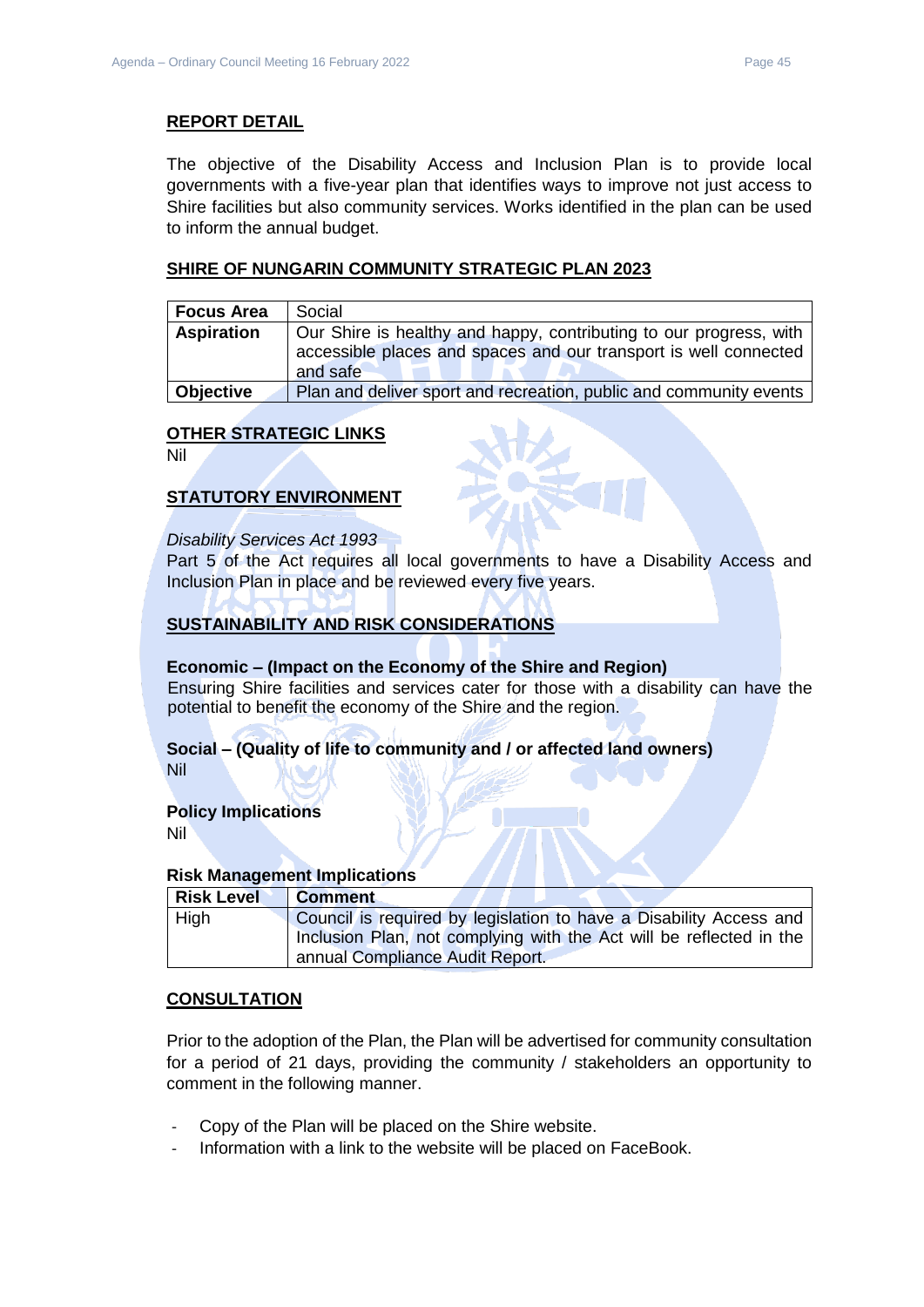## REPORT DETAIL

The objective of the Disability Access and Inclusion Plan is to provide local governments with a five-year plan that identifies ways to improve not just access to Shire facilities but also community services. Works identified in the plan can be used to inform the annual budget.

## SHIRE OF NUNGARIN COMMUNITY STRATEGIC PLAN 2023

| | |
|---|---|
| **Focus Area** | Social |
| **Aspiration** | Our Shire is healthy and happy, contributing to our progress, with accessible places and spaces and our transport is well connected and safe |
| **Objective** | Plan and deliver sport and recreation, public and community events |

## OTHER STRATEGIC LINKS

Nil

## STATUTORY ENVIRONMENT

*Disability Services Act 1993*
Part 5 of the Act requires all local governments to have a Disability Access and Inclusion Plan in place and be reviewed every five years.

## SUSTAINABILITY AND RISK CONSIDERATIONS

**Economic – (Impact on the Economy of the Shire and Region)**
Ensuring Shire facilities and services cater for those with a disability can have the potential to benefit the economy of the Shire and the region.

**Social – (Quality of life to community and / or affected land owners)**
Nil

**Policy Implications**
Nil

**Risk Management Implications**

| Risk Level | Comment |
|---|---|
| High | Council is required by legislation to have a Disability Access and Inclusion Plan, not complying with the Act will be reflected in the annual Compliance Audit Report. |

## CONSULTATION

Prior to the adoption of the Plan, the Plan will be advertised for community consultation for a period of 21 days, providing the community / stakeholders an opportunity to comment in the following manner.

- Copy of the Plan will be placed on the Shire website.
- Information with a link to the website will be placed on FaceBook.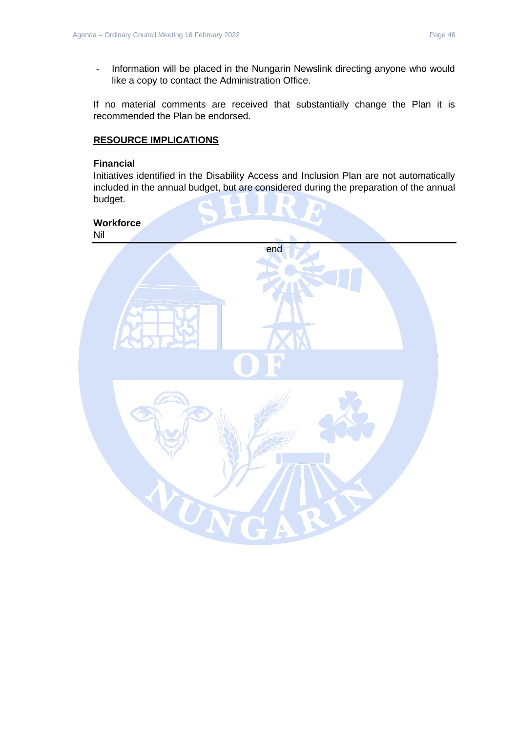- Information will be placed in the Nungarin Newslink directing anyone who would like a copy to contact the Administration Office.

If no material comments are received that substantially change the Plan it is recommended the Plan be endorsed.

**RESOURCE IMPLICATIONS**

**Financial**
Initiatives identified in the Disability Access and Inclusion Plan are not automatically included in the annual budget, but are considered during the preparation of the annual budget.

**Workforce**
Nil

---

end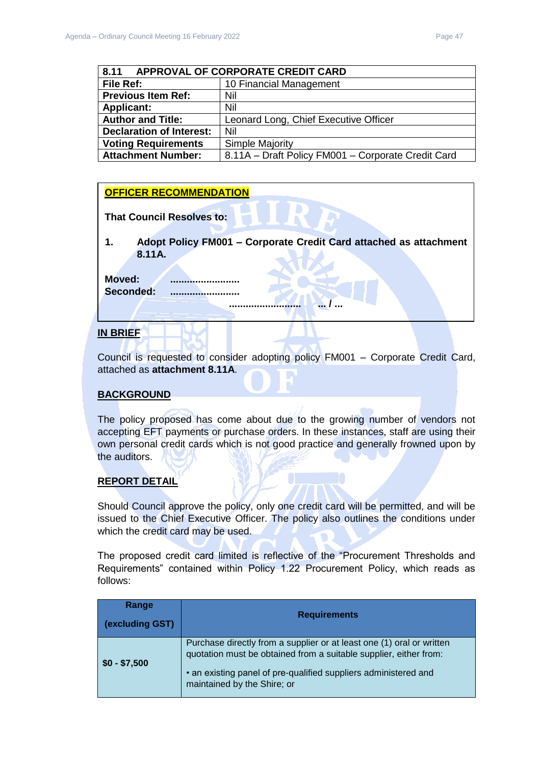| 8.11 APPROVAL OF CORPORATE CREDIT CARD | |
|---|---|
| **File Ref:** | 10 Financial Management |
| **Previous Item Ref:** | Nil |
| **Applicant:** | Nil |
| **Author and Title:** | Leonard Long, Chief Executive Officer |
| **Declaration of Interest:** | Nil |
| **Voting Requirements** | Simple Majority |
| **Attachment Number:** | 8.11A – Draft Policy FM001 – Corporate Credit Card |

**OFFICER RECOMMENDATION**

**That Council Resolves to:**

1. **Adopt Policy FM001 – Corporate Credit Card attached as attachment 8.11A.**

**Moved:** ........................
**Seconded:** ........................

........................ ... / ...

## IN BRIEF

Council is requested to consider adopting policy FM001 – Corporate Credit Card, attached as **attachment 8.11A**.

## BACKGROUND

The policy proposed has come about due to the growing number of vendors not accepting EFT payments or purchase orders. In these instances, staff are using their own personal credit cards which is not good practice and generally frowned upon by the auditors.

## REPORT DETAIL

Should Council approve the policy, only one credit card will be permitted, and will be issued to the Chief Executive Officer. The policy also outlines the conditions under which the credit card may be used.

The proposed credit card limited is reflective of the "Procurement Thresholds and Requirements" contained within Policy 1.22 Procurement Policy, which reads as follows:

| Range (excluding GST) | Requirements |
|---|---|
| **$0 - $7,500** | Purchase directly from a supplier or at least one (1) oral or written quotation must be obtained from a suitable supplier, either from:<br><br>• an existing panel of pre-qualified suppliers administered and maintained by the Shire; or |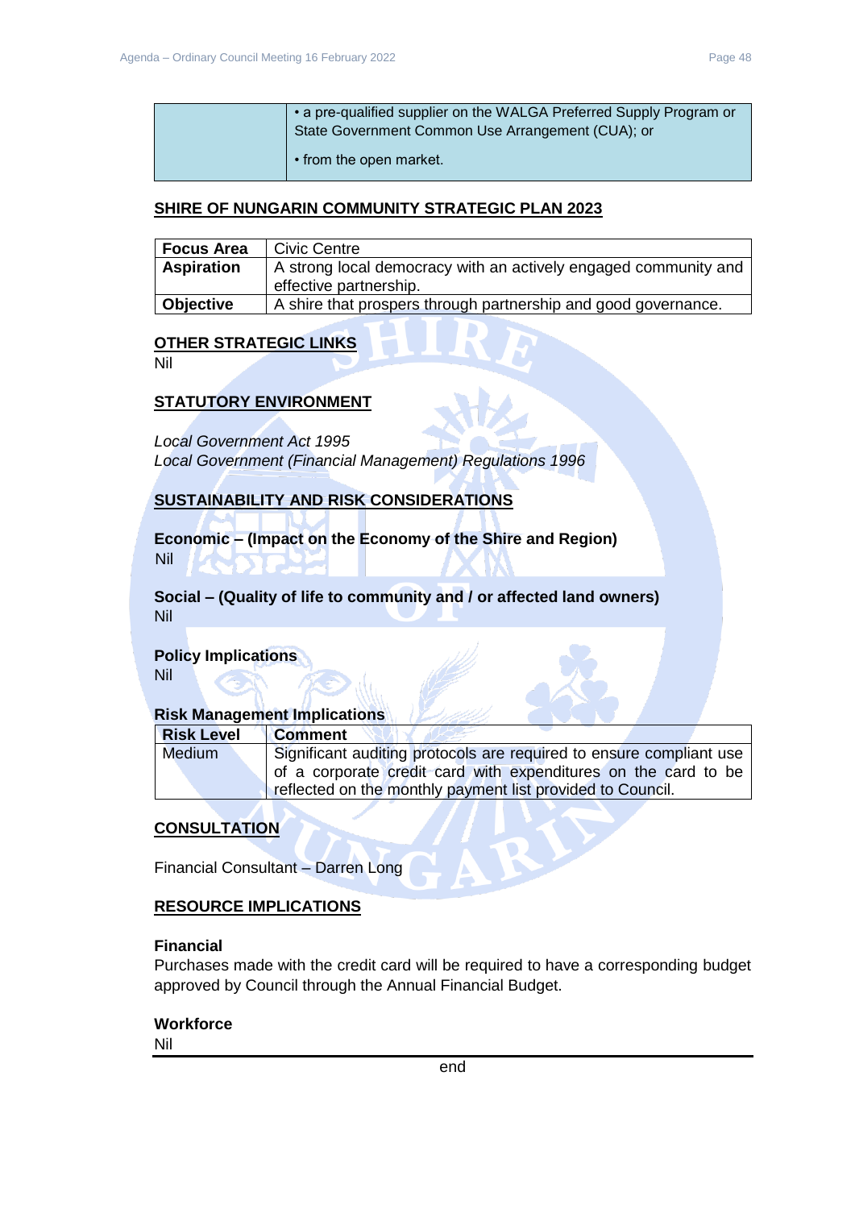| | |
|---|---|
| | • a pre-qualified supplier on the WALGA Preferred Supply Program or State Government Common Use Arrangement (CUA); or<br><br>• from the open market. |

## SHIRE OF NUNGARIN COMMUNITY STRATEGIC PLAN 2023

| | |
|---|---|
| **Focus Area** | Civic Centre |
| **Aspiration** | A strong local democracy with an actively engaged community and effective partnership. |
| **Objective** | A shire that prospers through partnership and good governance. |

## OTHER STRATEGIC LINKS

Nil

## STATUTORY ENVIRONMENT

*Local Government Act 1995*
*Local Government (Financial Management) Regulations 1996*

## SUSTAINABILITY AND RISK CONSIDERATIONS

**Economic – (Impact on the Economy of the Shire and Region)**
Nil

**Social – (Quality of life to community and / or affected land owners)**
Nil

**Policy Implications**
Nil

**Risk Management Implications**

| **Risk Level** | **Comment** |
|---|---|
| Medium | Significant auditing protocols are required to ensure compliant use of a corporate credit card with expenditures on the card to be reflected on the monthly payment list provided to Council. |

## CONSULTATION

Financial Consultant – Darren Long

## RESOURCE IMPLICATIONS

**Financial**
Purchases made with the credit card will be required to have a corresponding budget approved by Council through the Annual Financial Budget.

**Workforce**
Nil

end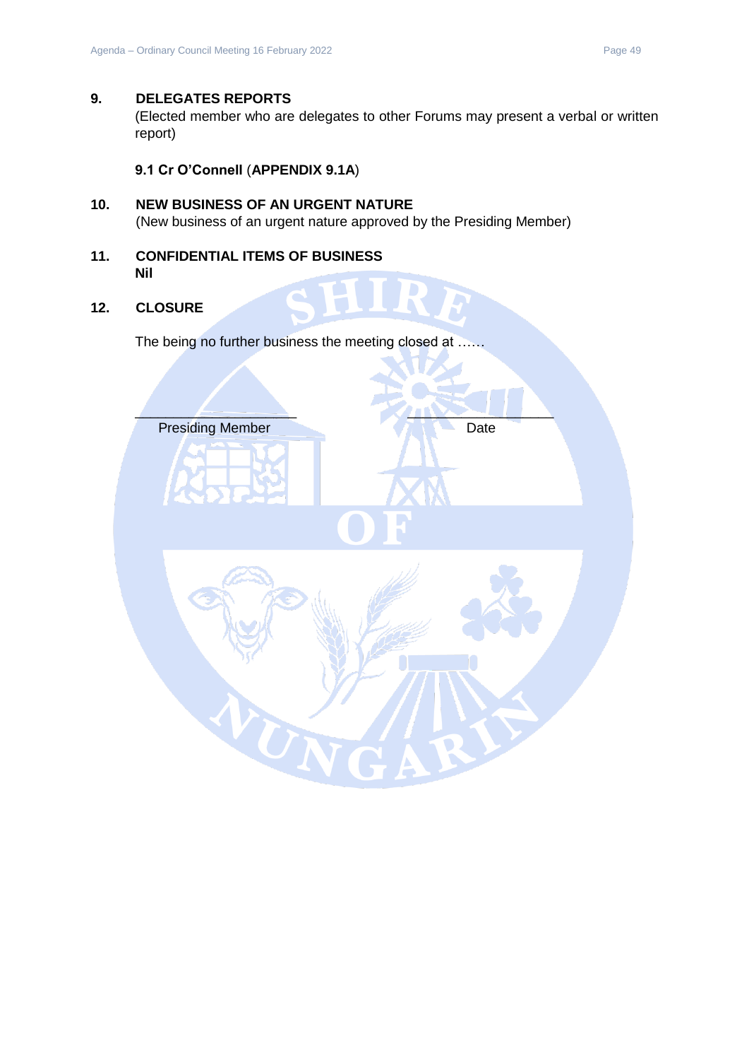## 9. DELEGATES REPORTS

(Elected member who are delegates to other Forums may present a verbal or written report)

**9.1 Cr O'Connell** (**APPENDIX 9.1A**)

## 10. NEW BUSINESS OF AN URGENT NATURE

(New business of an urgent nature approved by the Presiding Member)

## 11. CONFIDENTIAL ITEMS OF BUSINESS

**Nil**

## 12. CLOSURE

The being no further business the meeting closed at ……

\_\_\_\_\_\_\_\_\_\_\_\_\_\_\_\_\_\_\_\_\_\_ \_\_\_\_\_\_\_\_\_\_\_\_\_\_\_\_\_\_\_\_

Presiding Member Date